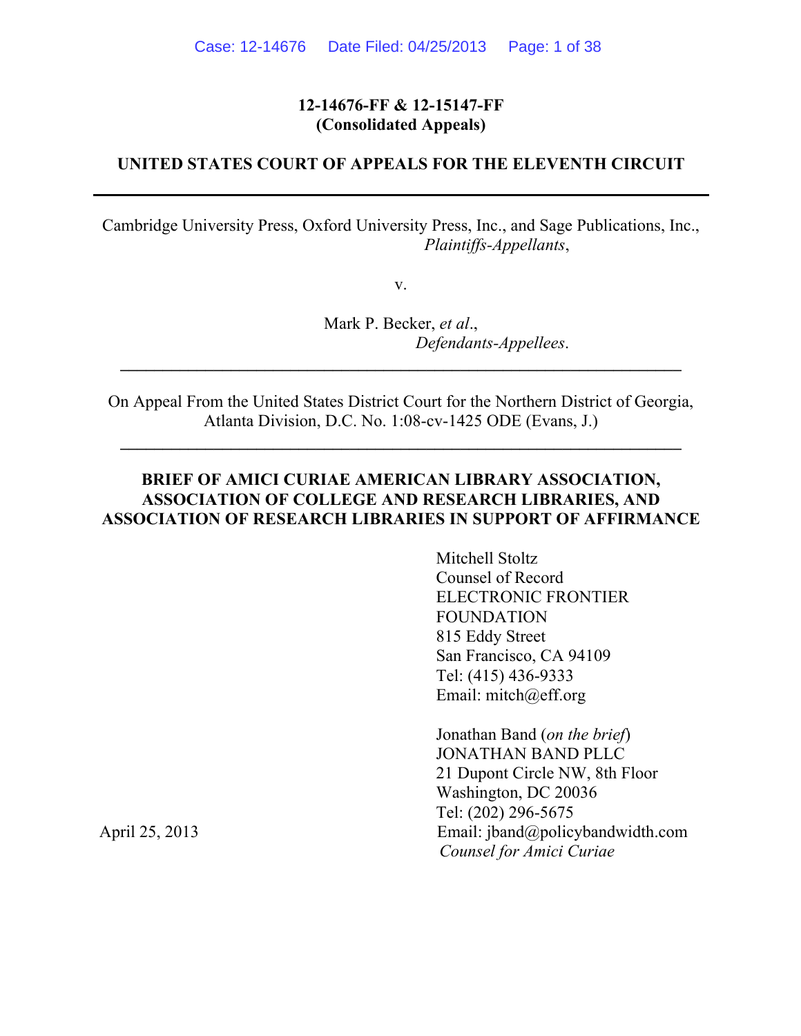**12-14676-FF & 12-15147-FF**
**(Consolidated Appeals)**

**UNITED STATES COURT OF APPEALS FOR THE ELEVENTH CIRCUIT**

---

Cambridge University Press, Oxford University Press, Inc., and Sage Publications, Inc.,
*Plaintiffs-Appellants*,

v.

Mark P. Becker, *et al*.,
*Defendants-Appellees*.

---

On Appeal From the United States District Court for the Northern District of Georgia, Atlanta Division, D.C. No. 1:08-cv-1425 ODE (Evans, J.)

---

**BRIEF OF AMICI CURIAE AMERICAN LIBRARY ASSOCIATION, ASSOCIATION OF COLLEGE AND RESEARCH LIBRARIES, AND ASSOCIATION OF RESEARCH LIBRARIES IN SUPPORT OF AFFIRMANCE**

Mitchell Stoltz
Counsel of Record
ELECTRONIC FRONTIER FOUNDATION
815 Eddy Street
San Francisco, CA 94109
Tel: (415) 436-9333
Email: mitch@eff.org

Jonathan Band (*on the brief*)
JONATHAN BAND PLLC
21 Dupont Circle NW, 8th Floor
Washington, DC 20036
Tel: (202) 296-5675
Email: jband@policybandwidth.com
*Counsel for Amici Curiae*

April 25, 2013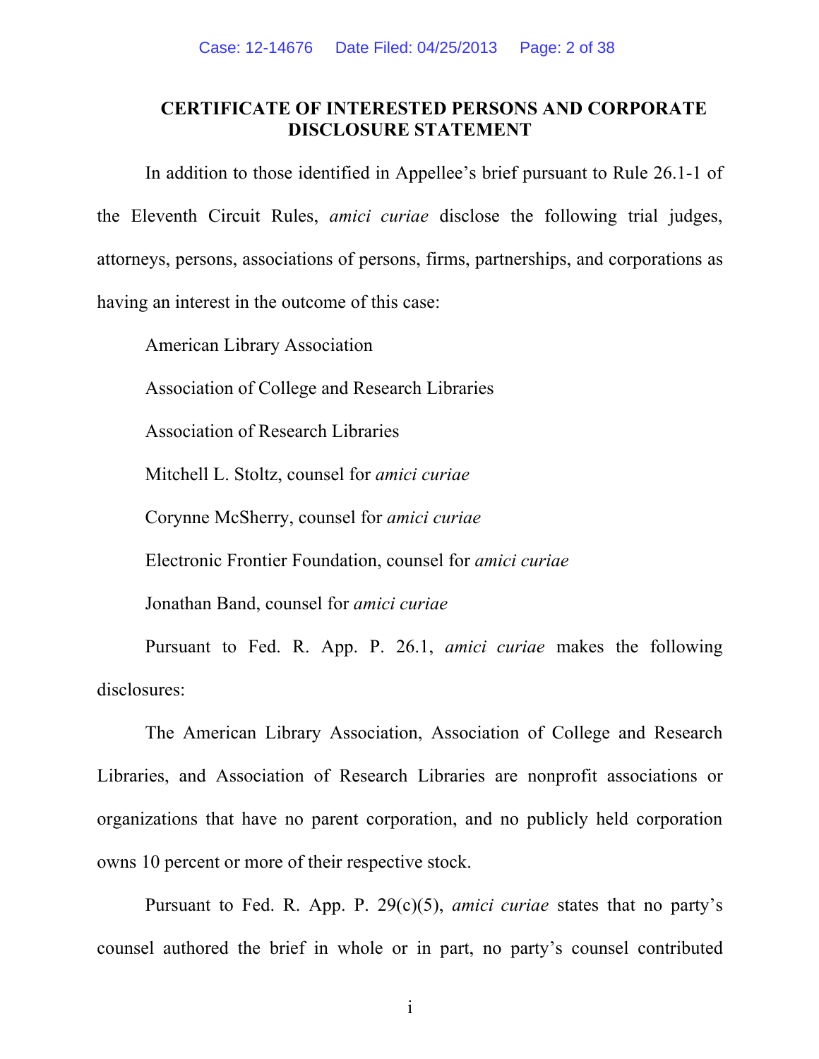## CERTIFICATE OF INTERESTED PERSONS AND CORPORATE DISCLOSURE STATEMENT

In addition to those identified in Appellee's brief pursuant to Rule 26.1-1 of the Eleventh Circuit Rules, *amici curiae* disclose the following trial judges, attorneys, persons, associations of persons, firms, partnerships, and corporations as having an interest in the outcome of this case:

American Library Association

Association of College and Research Libraries

Association of Research Libraries

Mitchell L. Stoltz, counsel for *amici curiae*

Corynne McSherry, counsel for *amici curiae*

Electronic Frontier Foundation, counsel for *amici curiae*

Jonathan Band, counsel for *amici curiae*

Pursuant to Fed. R. App. P. 26.1, *amici curiae* makes the following disclosures:

The American Library Association, Association of College and Research Libraries, and Association of Research Libraries are nonprofit associations or organizations that have no parent corporation, and no publicly held corporation owns 10 percent or more of their respective stock.

Pursuant to Fed. R. App. P. 29(c)(5), *amici curiae* states that no party's counsel authored the brief in whole or in part, no party's counsel contributed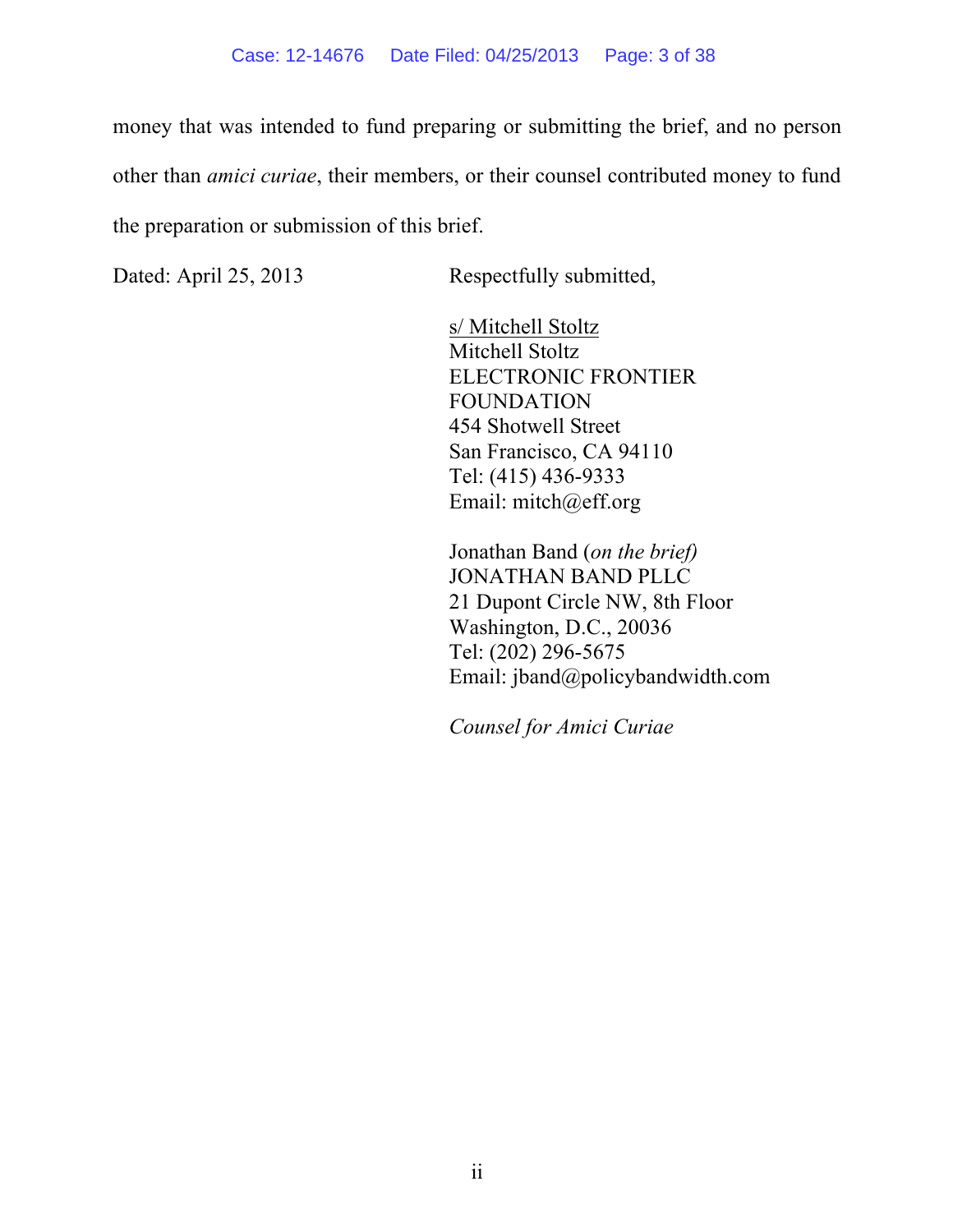money that was intended to fund preparing or submitting the brief, and no person other than *amici curiae*, their members, or their counsel contributed money to fund the preparation or submission of this brief.

Dated: April 25, 2013

Respectfully submitted,

s/ Mitchell Stoltz
Mitchell Stoltz
ELECTRONIC FRONTIER FOUNDATION
454 Shotwell Street
San Francisco, CA 94110
Tel: (415) 436-9333
Email: mitch@eff.org

Jonathan Band (*on the brief)*
JONATHAN BAND PLLC
21 Dupont Circle NW, 8th Floor
Washington, D.C., 20036
Tel: (202) 296-5675
Email: jband@policybandwidth.com

*Counsel for Amici Curiae*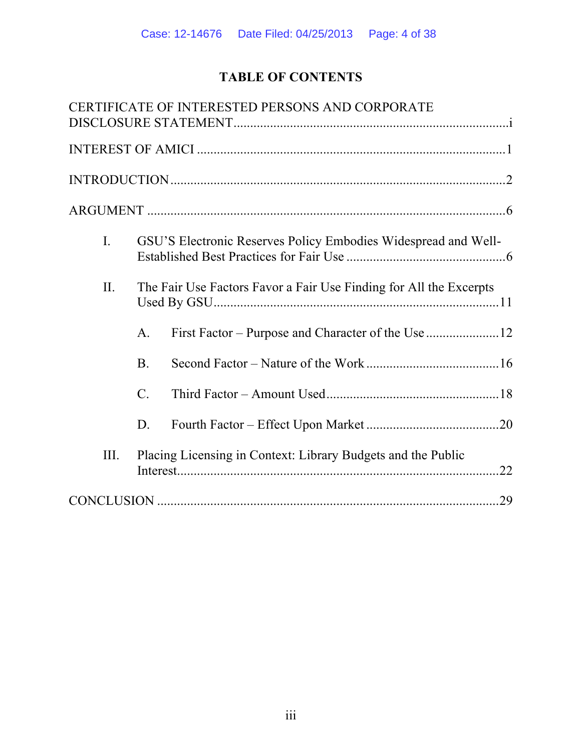## TABLE OF CONTENTS

CERTIFICATE OF INTERESTED PERSONS AND CORPORATE DISCLOSURE STATEMENT .................................................................................. i

INTEREST OF AMICI ........................................................................................... 1

INTRODUCTION ................................................................................................... 2

ARGUMENT .......................................................................................................... 6

I. GSU'S Electronic Reserves Policy Embodies Widespread and Well-Established Best Practices for Fair Use ................................................ 6

II. The Fair Use Factors Favor a Fair Use Finding for All the Excerpts Used By GSU .................................................................................... 11

A. First Factor – Purpose and Character of the Use ...................... 12

B. Second Factor – Nature of the Work ........................................ 16

C. Third Factor – Amount Used .................................................... 18

D. Fourth Factor – Effect Upon Market ........................................ 20

III. Placing Licensing in Context: Library Budgets and the Public Interest ................................................................................................ 22

CONCLUSION ...................................................................................................... 29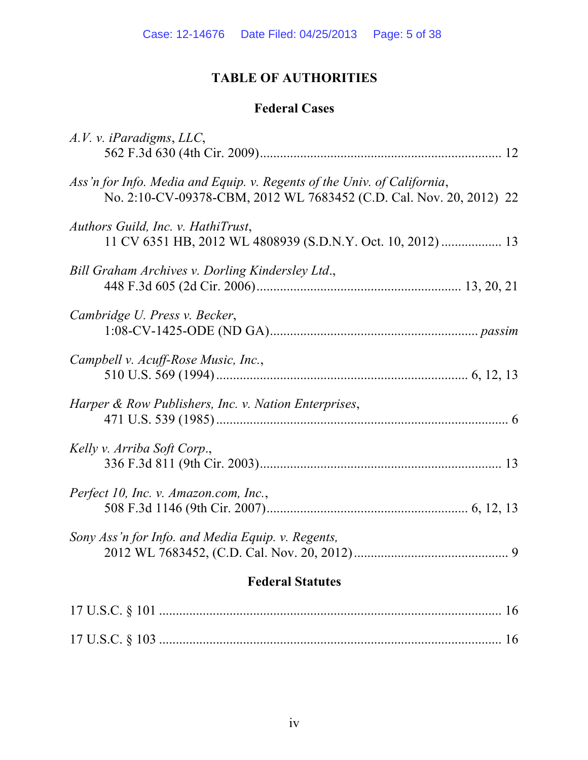# TABLE OF AUTHORITIES

## Federal Cases

*A.V. v. iParadigms, LLC*,
562 F.3d 630 (4th Cir. 2009)........................................................................ 12

*Ass'n for Info. Media and Equip. v. Regents of the Univ. of California*,
No. 2:10-CV-09378-CBM, 2012 WL 7683452 (C.D. Cal. Nov. 20, 2012) 22

*Authors Guild, Inc. v. HathiTrust*,
11 CV 6351 HB, 2012 WL 4808939 (S.D.N.Y. Oct. 10, 2012) .................. 13

*Bill Graham Archives v. Dorling Kindersley Ltd*.,
448 F.3d 605 (2d Cir. 2006)............................................................ 13, 20, 21

*Cambridge U. Press v. Becker*,
1:08-CV-1425-ODE (ND GA)............................................................ *passim*

*Campbell v. Acuff-Rose Music, Inc.*,
510 U.S. 569 (1994)......................................................................... 6, 12, 13

*Harper & Row Publishers, Inc. v. Nation Enterprises*,
471 U.S. 539 (1985)....................................................................................... 6

*Kelly v. Arriba Soft Corp*.,
336 F.3d 811 (9th Cir. 2003)........................................................................ 13

*Perfect 10, Inc. v. Amazon.com, Inc.*,
508 F.3d 1146 (9th Cir. 2007)........................................................... 6, 12, 13

*Sony Ass'n for Info. and Media Equip. v. Regents,*
2012 WL 7683452, (C.D. Cal. Nov. 20, 2012)............................................. 9

## Federal Statutes

17 U.S.C. § 101 ..................................................................................................... 16

17 U.S.C. § 103 ..................................................................................................... 16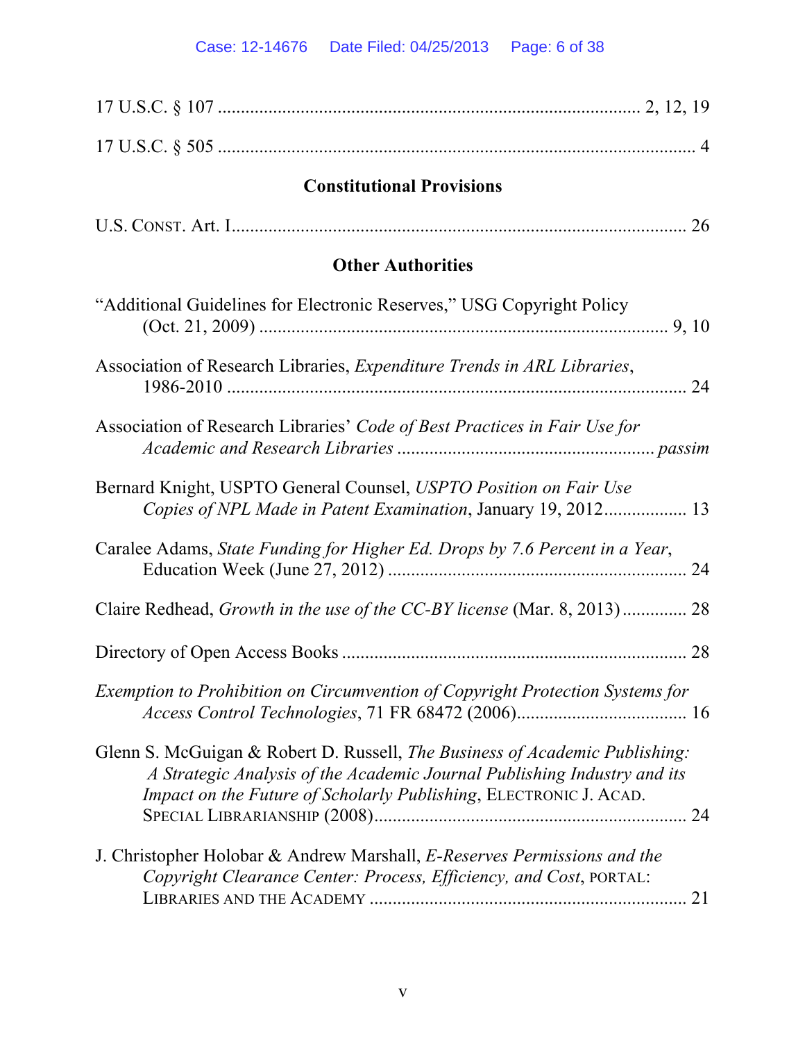17 U.S.C. § 107 ........................................................................................ 2, 12, 19

17 U.S.C. § 505 ........................................................................................................ 4

### Constitutional Provisions

U.S. CONST. Art. I.................................................................................................. 26

### Other Authorities

"Additional Guidelines for Electronic Reserves," USG Copyright Policy (Oct. 21, 2009) ......................................................................................... 9, 10

Association of Research Libraries, *Expenditure Trends in ARL Libraries*, 1986-2010 .................................................................................................... 24

Association of Research Libraries' *Code of Best Practices in Fair Use for Academic and Research Libraries* ...................................................... *passim*

Bernard Knight, USPTO General Counsel, *USPTO Position on Fair Use Copies of NPL Made in Patent Examination*, January 19, 2012.................. 13

Caralee Adams, *State Funding for Higher Ed. Drops by 7.6 Percent in a Year*, Education Week (June 27, 2012) ................................................................. 24

Claire Redhead, *Growth in the use of the CC-BY license* (Mar. 8, 2013).............. 28

Directory of Open Access Books ........................................................................... 28

*Exemption to Prohibition on Circumvention of Copyright Protection Systems for Access Control Technologies*, 71 FR 68472 (2006).................................... 16

Glenn S. McGuigan & Robert D. Russell, *The Business of Academic Publishing: A Strategic Analysis of the Academic Journal Publishing Industry and its Impact on the Future of Scholarly Publishing*, ELECTRONIC J. ACAD. SPECIAL LIBRARIANSHIP (2008).................................................................... 24

J. Christopher Holobar & Andrew Marshall, *E-Reserves Permissions and the Copyright Clearance Center: Process, Efficiency, and Cost*, PORTAL: LIBRARIES AND THE ACADEMY ..................................................................... 21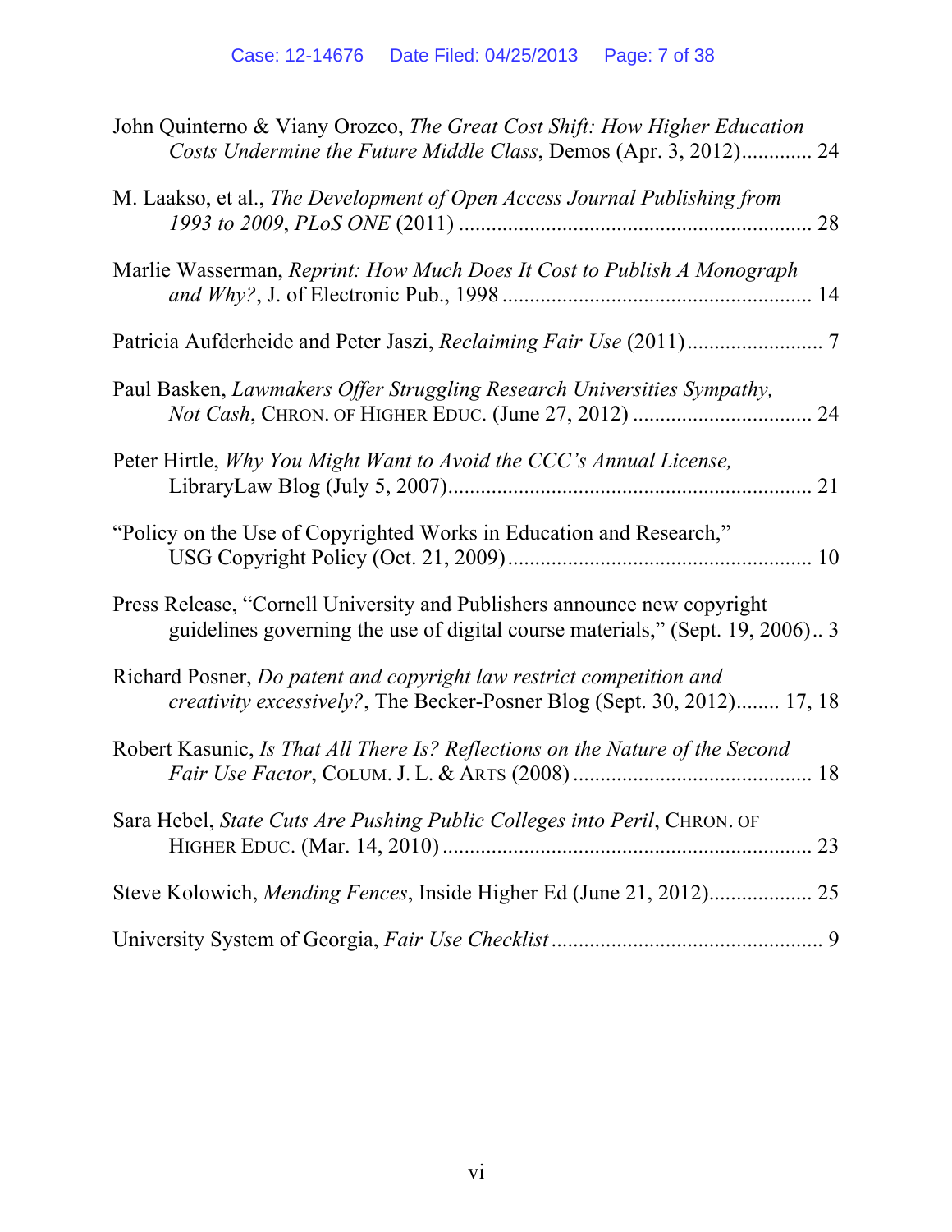John Quinterno & Viany Orozco, *The Great Cost Shift: How Higher Education Costs Undermine the Future Middle Class*, Demos (Apr. 3, 2012)............. 24

M. Laakso, et al., *The Development of Open Access Journal Publishing from 1993 to 2009*, *PLoS ONE* (2011) ................................................................. 28

Marlie Wasserman, *Reprint: How Much Does It Cost to Publish A Monograph and Why?*, J. of Electronic Pub., 1998 ......................................................... 14

Patricia Aufderheide and Peter Jaszi, *Reclaiming Fair Use* (2011) ......................... 7

Paul Basken, *Lawmakers Offer Struggling Research Universities Sympathy, Not Cash*, CHRON. OF HIGHER EDUC. (June 27, 2012) ................................. 24

Peter Hirtle, *Why You Might Want to Avoid the CCC's Annual License*, LibraryLaw Blog (July 5, 2007)................................................................... 21

"Policy on the Use of Copyrighted Works in Education and Research," USG Copyright Policy (Oct. 21, 2009)........................................................ 10

Press Release, "Cornell University and Publishers announce new copyright guidelines governing the use of digital course materials," (Sept. 19, 2006).. 3

Richard Posner, *Do patent and copyright law restrict competition and creativity excessively?*, The Becker-Posner Blog (Sept. 30, 2012)........ 17, 18

Robert Kasunic, *Is That All There Is? Reflections on the Nature of the Second Fair Use Factor*, COLUM. J. L. & ARTS (2008) ............................................ 18

Sara Hebel, *State Cuts Are Pushing Public Colleges into Peril*, CHRON. OF HIGHER EDUC. (Mar. 14, 2010) .................................................................... 23

Steve Kolowich, *Mending Fences*, Inside Higher Ed (June 21, 2012)................... 25

University System of Georgia, *Fair Use Checklist* ................................................. 9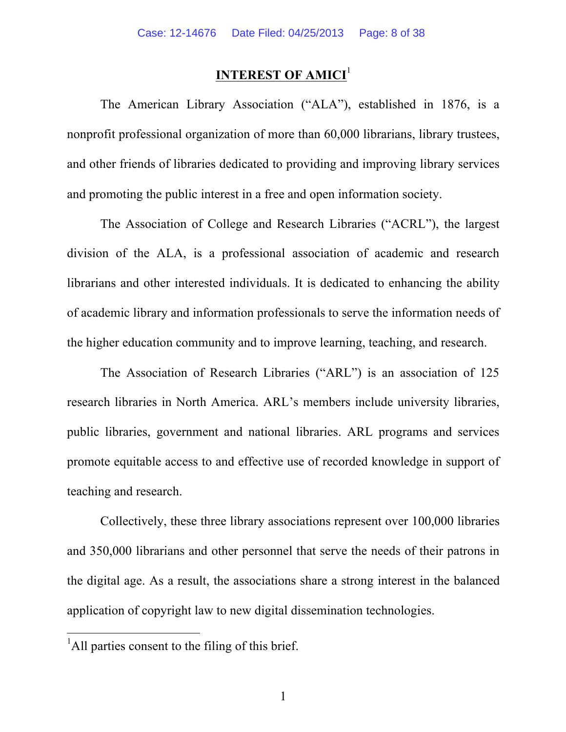## INTEREST OF AMICI[1]

The American Library Association ("ALA"), established in 1876, is a nonprofit professional organization of more than 60,000 librarians, library trustees, and other friends of libraries dedicated to providing and improving library services and promoting the public interest in a free and open information society.

The Association of College and Research Libraries ("ACRL"), the largest division of the ALA, is a professional association of academic and research librarians and other interested individuals. It is dedicated to enhancing the ability of academic library and information professionals to serve the information needs of the higher education community and to improve learning, teaching, and research.

The Association of Research Libraries ("ARL") is an association of 125 research libraries in North America. ARL's members include university libraries, public libraries, government and national libraries. ARL programs and services promote equitable access to and effective use of recorded knowledge in support of teaching and research.

Collectively, these three library associations represent over 100,000 libraries and 350,000 librarians and other personnel that serve the needs of their patrons in the digital age. As a result, the associations share a strong interest in the balanced application of copyright law to new digital dissemination technologies.

[1] All parties consent to the filing of this brief.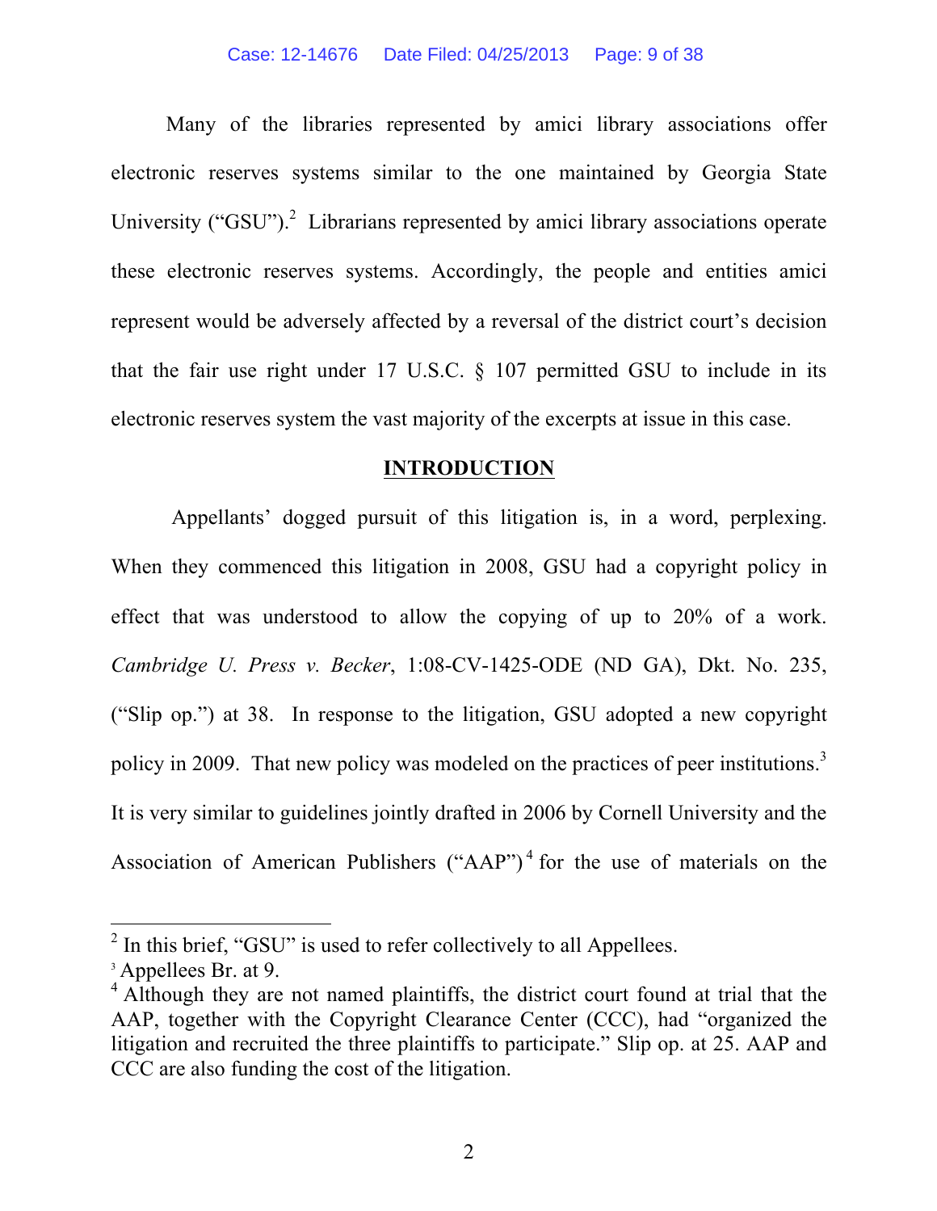Many of the libraries represented by amici library associations offer electronic reserves systems similar to the one maintained by Georgia State University ("GSU").[2] Librarians represented by amici library associations operate these electronic reserves systems. Accordingly, the people and entities amici represent would be adversely affected by a reversal of the district court's decision that the fair use right under 17 U.S.C. § 107 permitted GSU to include in its electronic reserves system the vast majority of the excerpts at issue in this case.

## INTRODUCTION

Appellants' dogged pursuit of this litigation is, in a word, perplexing. When they commenced this litigation in 2008, GSU had a copyright policy in effect that was understood to allow the copying of up to 20% of a work. *Cambridge U. Press v. Becker*, 1:08-CV-1425-ODE (ND GA), Dkt. No. 235, ("Slip op.") at 38. In response to the litigation, GSU adopted a new copyright policy in 2009. That new policy was modeled on the practices of peer institutions.[3] It is very similar to guidelines jointly drafted in 2006 by Cornell University and the Association of American Publishers ("AAP")[4] for the use of materials on the

---

[2] In this brief, "GSU" is used to refer collectively to all Appellees.

[3] Appellees Br. at 9.

[4] Although they are not named plaintiffs, the district court found at trial that the AAP, together with the Copyright Clearance Center (CCC), had "organized the litigation and recruited the three plaintiffs to participate." Slip op. at 25. AAP and CCC are also funding the cost of the litigation.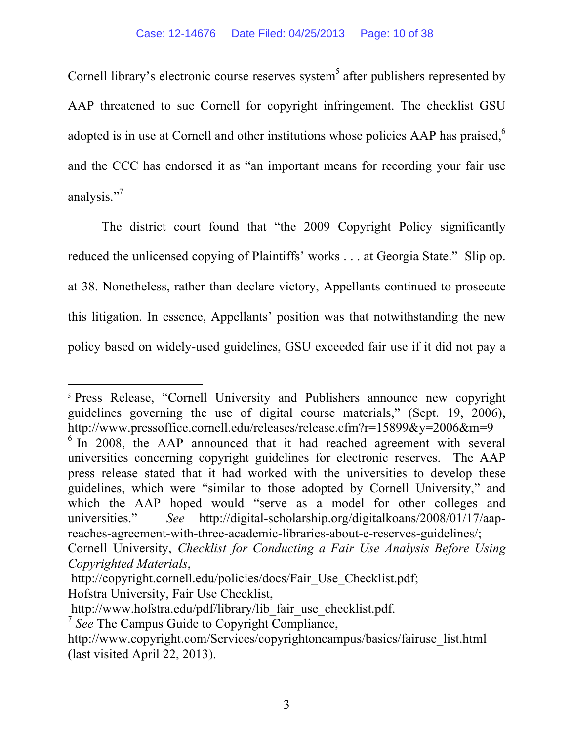Cornell library's electronic course reserves system[5] after publishers represented by AAP threatened to sue Cornell for copyright infringement. The checklist GSU adopted is in use at Cornell and other institutions whose policies AAP has praised,[6] and the CCC has endorsed it as "an important means for recording your fair use analysis."[7]

The district court found that "the 2009 Copyright Policy significantly reduced the unlicensed copying of Plaintiffs' works . . . at Georgia State." Slip op. at 38. Nonetheless, rather than declare victory, Appellants continued to prosecute this litigation. In essence, Appellants' position was that notwithstanding the new policy based on widely-used guidelines, GSU exceeded fair use if it did not pay a

---

[5] Press Release, "Cornell University and Publishers announce new copyright guidelines governing the use of digital course materials," (Sept. 19, 2006), http://www.pressoffice.cornell.edu/releases/release.cfm?r=15899&y=2006&m=9

[6] In 2008, the AAP announced that it had reached agreement with several universities concerning copyright guidelines for electronic reserves. The AAP press release stated that it had worked with the universities to develop these guidelines, which were "similar to those adopted by Cornell University," and which the AAP hoped would "serve as a model for other colleges and universities." *See* http://digital-scholarship.org/digitalkoans/2008/01/17/aap-reaches-agreement-with-three-academic-libraries-about-e-reserves-guidelines/; Cornell University, *Checklist for Conducting a Fair Use Analysis Before Using Copyrighted Materials*, http://copyright.cornell.edu/policies/docs/Fair_Use_Checklist.pdf; Hofstra University, Fair Use Checklist, http://www.hofstra.edu/pdf/library/lib_fair_use_checklist.pdf.

[7] *See* The Campus Guide to Copyright Compliance, http://www.copyright.com/Services/copyrightoncampus/basics/fairuse_list.html (last visited April 22, 2013).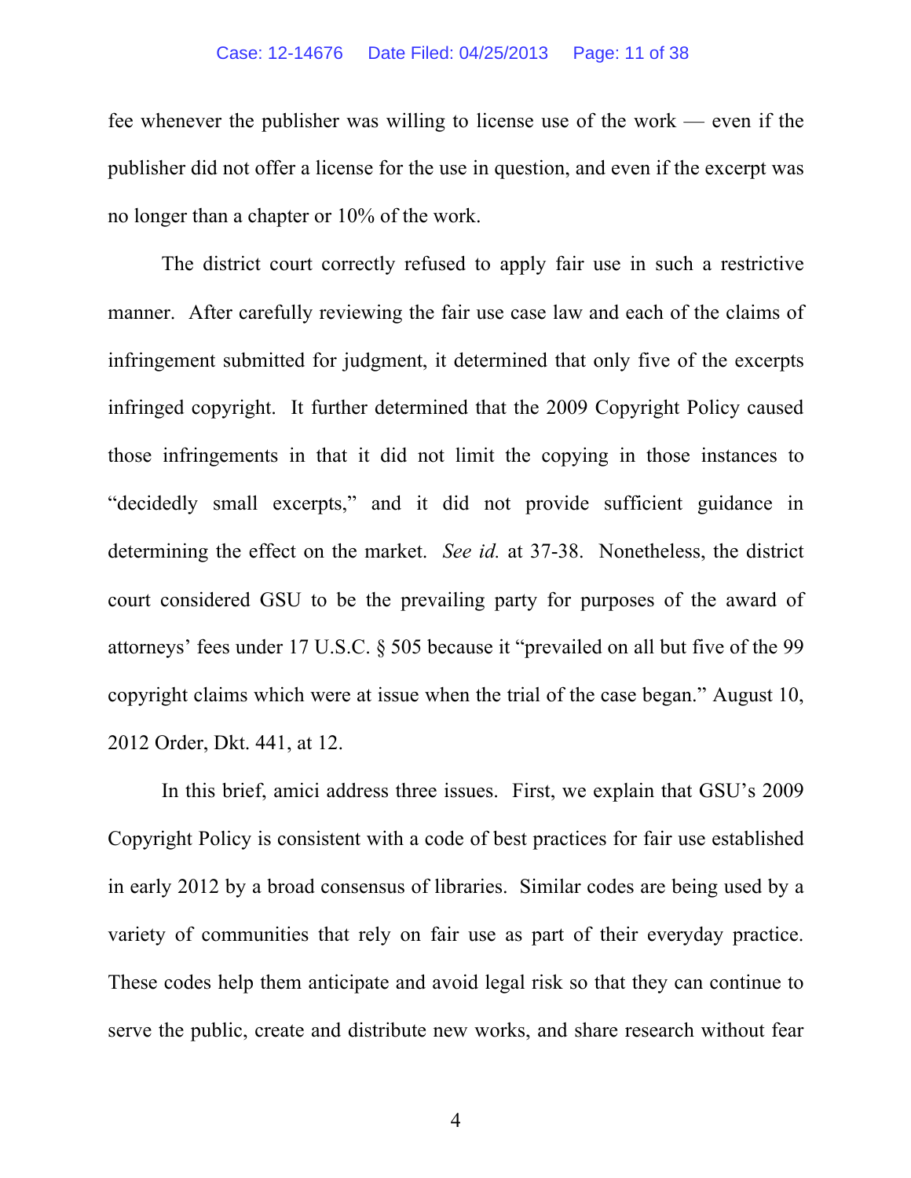fee whenever the publisher was willing to license use of the work — even if the publisher did not offer a license for the use in question, and even if the excerpt was no longer than a chapter or 10% of the work.

The district court correctly refused to apply fair use in such a restrictive manner. After carefully reviewing the fair use case law and each of the claims of infringement submitted for judgment, it determined that only five of the excerpts infringed copyright. It further determined that the 2009 Copyright Policy caused those infringements in that it did not limit the copying in those instances to "decidedly small excerpts," and it did not provide sufficient guidance in determining the effect on the market. *See id.* at 37-38. Nonetheless, the district court considered GSU to be the prevailing party for purposes of the award of attorneys' fees under 17 U.S.C. § 505 because it "prevailed on all but five of the 99 copyright claims which were at issue when the trial of the case began." August 10, 2012 Order, Dkt. 441, at 12.

In this brief, amici address three issues. First, we explain that GSU's 2009 Copyright Policy is consistent with a code of best practices for fair use established in early 2012 by a broad consensus of libraries. Similar codes are being used by a variety of communities that rely on fair use as part of their everyday practice. These codes help them anticipate and avoid legal risk so that they can continue to serve the public, create and distribute new works, and share research without fear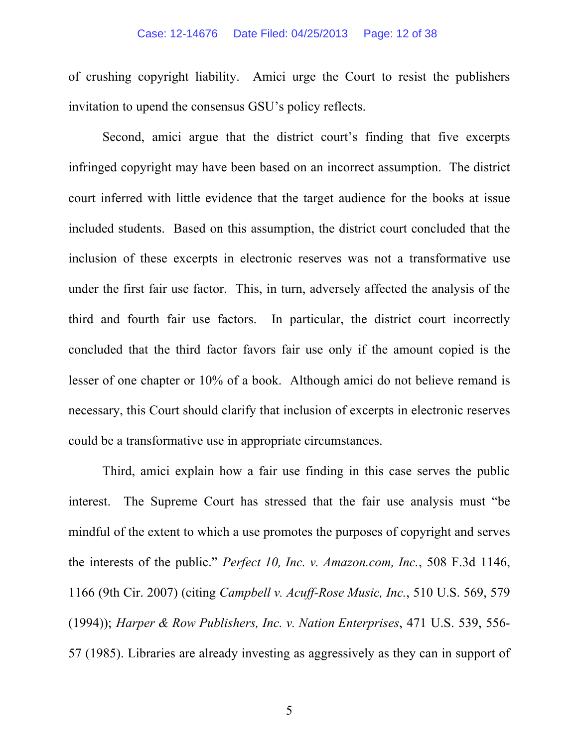of crushing copyright liability. Amici urge the Court to resist the publishers invitation to upend the consensus GSU's policy reflects.

Second, amici argue that the district court's finding that five excerpts infringed copyright may have been based on an incorrect assumption. The district court inferred with little evidence that the target audience for the books at issue included students. Based on this assumption, the district court concluded that the inclusion of these excerpts in electronic reserves was not a transformative use under the first fair use factor. This, in turn, adversely affected the analysis of the third and fourth fair use factors. In particular, the district court incorrectly concluded that the third factor favors fair use only if the amount copied is the lesser of one chapter or 10% of a book. Although amici do not believe remand is necessary, this Court should clarify that inclusion of excerpts in electronic reserves could be a transformative use in appropriate circumstances.

Third, amici explain how a fair use finding in this case serves the public interest. The Supreme Court has stressed that the fair use analysis must "be mindful of the extent to which a use promotes the purposes of copyright and serves the interests of the public." *Perfect 10, Inc. v. Amazon.com, Inc.*, 508 F.3d 1146, 1166 (9th Cir. 2007) (citing *Campbell v. Acuff-Rose Music, Inc.*, 510 U.S. 569, 579 (1994)); *Harper & Row Publishers, Inc. v. Nation Enterprises*, 471 U.S. 539, 556-57 (1985). Libraries are already investing as aggressively as they can in support of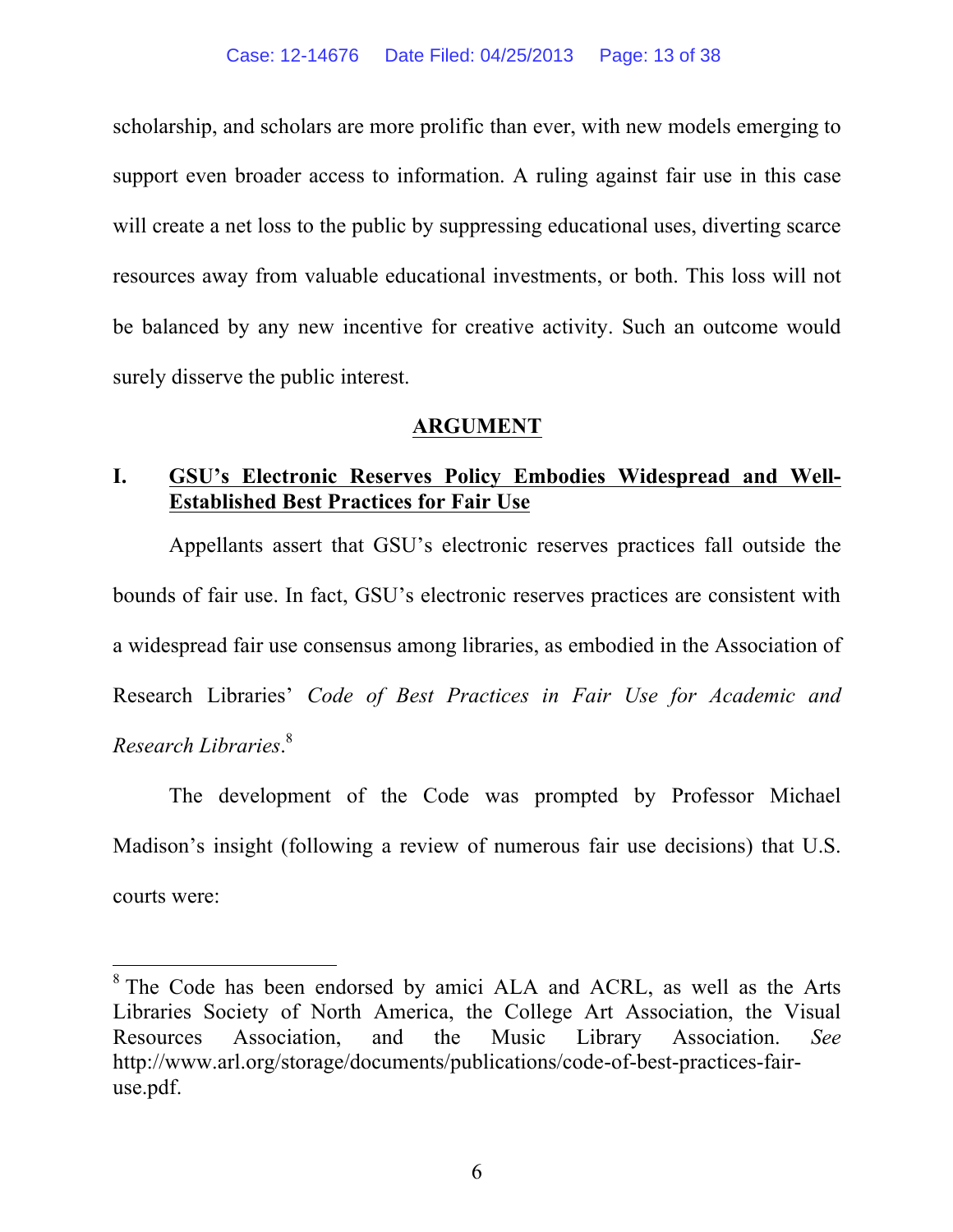scholarship, and scholars are more prolific than ever, with new models emerging to support even broader access to information. A ruling against fair use in this case will create a net loss to the public by suppressing educational uses, diverting scarce resources away from valuable educational investments, or both. This loss will not be balanced by any new incentive for creative activity. Such an outcome would surely disserve the public interest.

## ARGUMENT

### I. GSU's Electronic Reserves Policy Embodies Widespread and Well-Established Best Practices for Fair Use

Appellants assert that GSU's electronic reserves practices fall outside the bounds of fair use. In fact, GSU's electronic reserves practices are consistent with a widespread fair use consensus among libraries, as embodied in the Association of Research Libraries' *Code of Best Practices in Fair Use for Academic and Research Libraries*.[8]

The development of the Code was prompted by Professor Michael Madison's insight (following a review of numerous fair use decisions) that U.S. courts were:

---

[8] The Code has been endorsed by amici ALA and ACRL, as well as the Arts Libraries Society of North America, the College Art Association, the Visual Resources Association, and the Music Library Association. *See* http://www.arl.org/storage/documents/publications/code-of-best-practices-fair-use.pdf.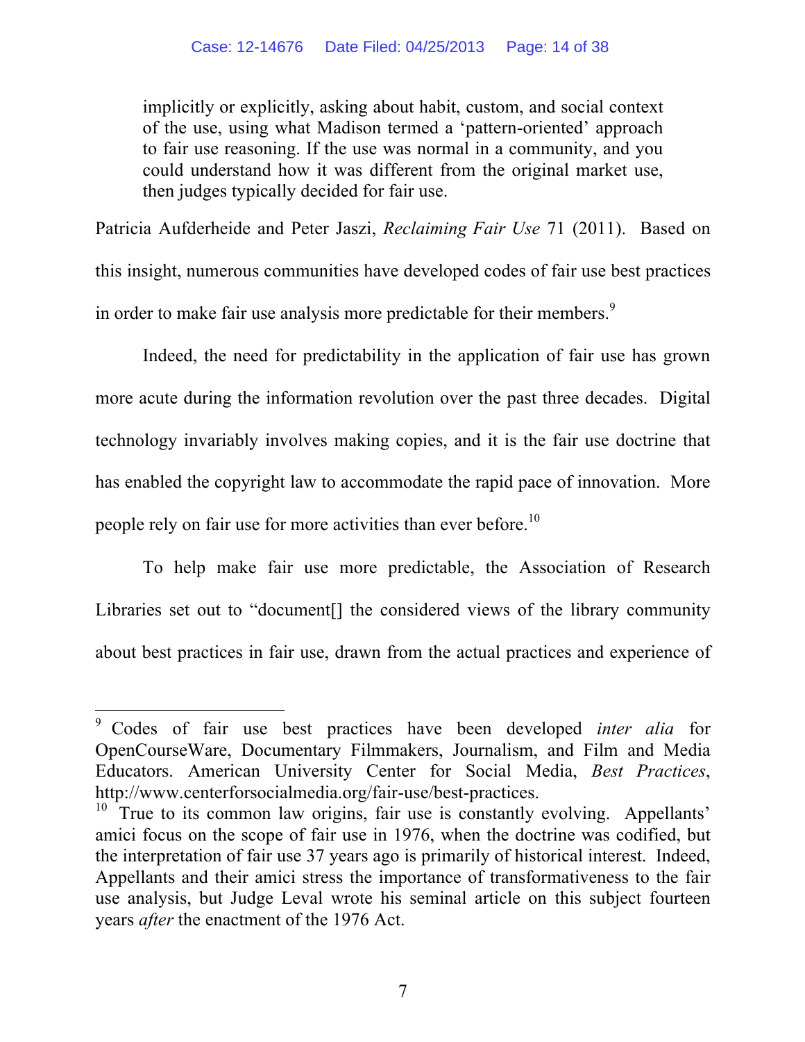> implicitly or explicitly, asking about habit, custom, and social context of the use, using what Madison termed a 'pattern-oriented' approach to fair use reasoning. If the use was normal in a community, and you could understand how it was different from the original market use, then judges typically decided for fair use.

Patricia Aufderheide and Peter Jaszi, *Reclaiming Fair Use* 71 (2011). Based on this insight, numerous communities have developed codes of fair use best practices in order to make fair use analysis more predictable for their members.[9]

Indeed, the need for predictability in the application of fair use has grown more acute during the information revolution over the past three decades. Digital technology invariably involves making copies, and it is the fair use doctrine that has enabled the copyright law to accommodate the rapid pace of innovation. More people rely on fair use for more activities than ever before.[10]

To help make fair use more predictable, the Association of Research Libraries set out to "document[] the considered views of the library community about best practices in fair use, drawn from the actual practices and experience of

---

[9] Codes of fair use best practices have been developed *inter alia* for OpenCourseWare, Documentary Filmmakers, Journalism, and Film and Media Educators. American University Center for Social Media, *Best Practices*, http://www.centerforsocialmedia.org/fair-use/best-practices.

[10] True to its common law origins, fair use is constantly evolving. Appellants' amici focus on the scope of fair use in 1976, when the doctrine was codified, but the interpretation of fair use 37 years ago is primarily of historical interest. Indeed, Appellants and their amici stress the importance of transformativeness to the fair use analysis, but Judge Leval wrote his seminal article on this subject fourteen years *after* the enactment of the 1976 Act.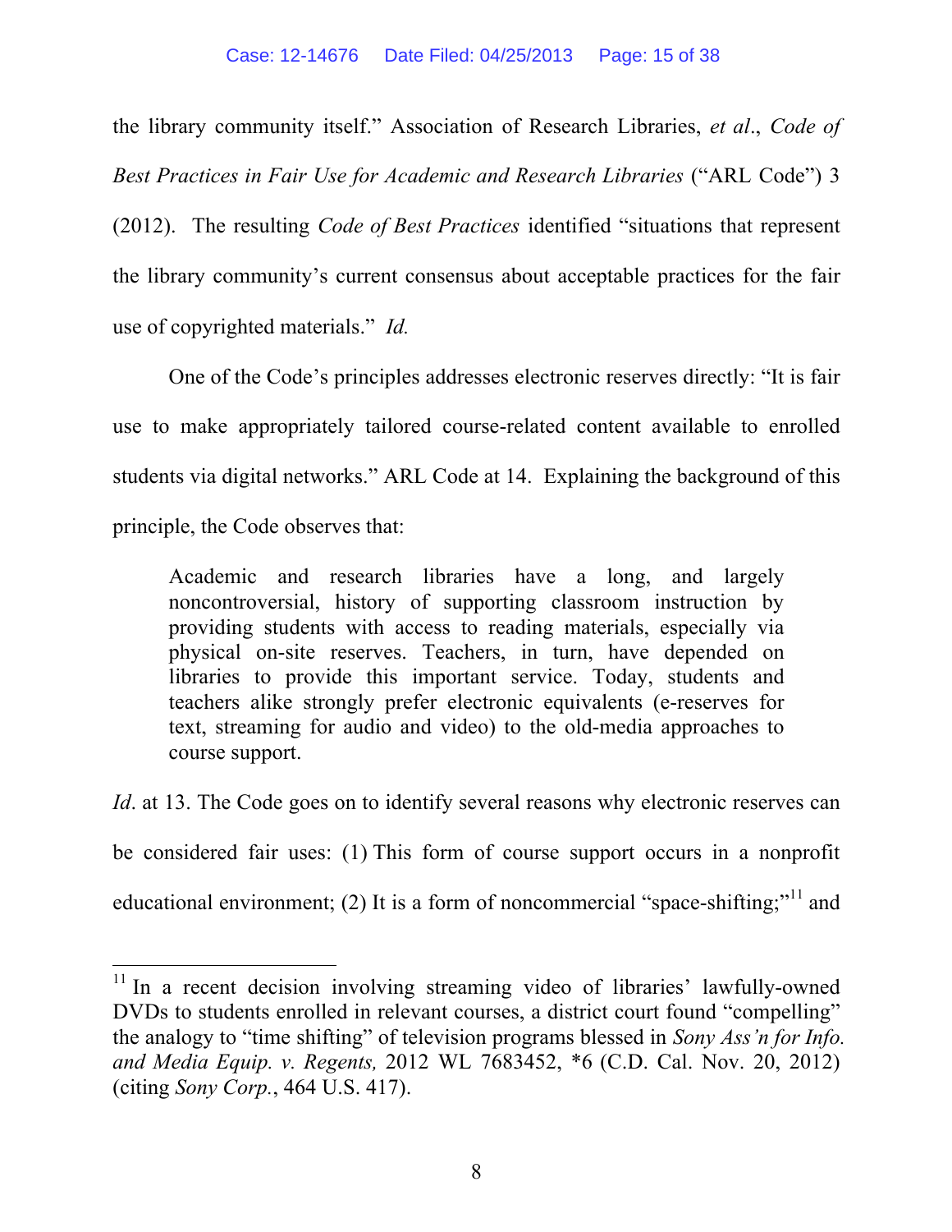the library community itself." Association of Research Libraries, *et al*., *Code of Best Practices in Fair Use for Academic and Research Libraries* ("ARL Code") 3 (2012). The resulting *Code of Best Practices* identified "situations that represent the library community's current consensus about acceptable practices for the fair use of copyrighted materials." *Id.*

One of the Code's principles addresses electronic reserves directly: "It is fair use to make appropriately tailored course-related content available to enrolled students via digital networks." ARL Code at 14. Explaining the background of this principle, the Code observes that:

> Academic and research libraries have a long, and largely noncontroversial, history of supporting classroom instruction by providing students with access to reading materials, especially via physical on-site reserves. Teachers, in turn, have depended on libraries to provide this important service. Today, students and teachers alike strongly prefer electronic equivalents (e-reserves for text, streaming for audio and video) to the old-media approaches to course support.

*Id*. at 13. The Code goes on to identify several reasons why electronic reserves can be considered fair uses: (1) This form of course support occurs in a nonprofit educational environment; (2) It is a form of noncommercial "space-shifting;"[11] and

[11] In a recent decision involving streaming video of libraries' lawfully-owned DVDs to students enrolled in relevant courses, a district court found "compelling" the analogy to "time shifting" of television programs blessed in *Sony Ass'n for Info. and Media Equip. v. Regents,* 2012 WL 7683452, *6 (C.D. Cal. Nov. 20, 2012) (citing *Sony Corp.*, 464 U.S. 417).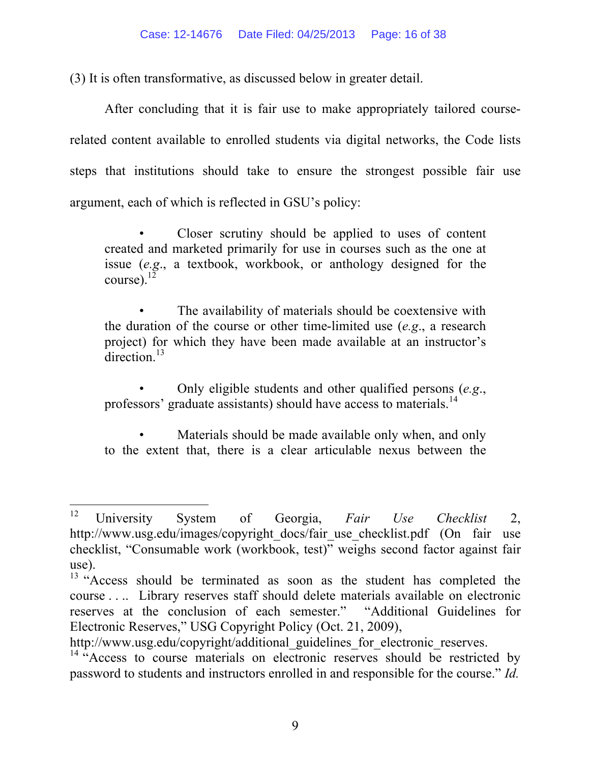(3) It is often transformative, as discussed below in greater detail.

After concluding that it is fair use to make appropriately tailored course-related content available to enrolled students via digital networks, the Code lists steps that institutions should take to ensure the strongest possible fair use argument, each of which is reflected in GSU's policy:

> • Closer scrutiny should be applied to uses of content created and marketed primarily for use in courses such as the one at issue (*e.g.*, a textbook, workbook, or anthology designed for the course).[12]
>
> • The availability of materials should be coextensive with the duration of the course or other time-limited use (*e.g.*, a research project) for which they have been made available at an instructor's direction.[13]
>
> • Only eligible students and other qualified persons (*e.g.*, professors' graduate assistants) should have access to materials.[14]
>
> • Materials should be made available only when, and only to the extent that, there is a clear articulable nexus between the

---

[12] University System of Georgia, *Fair Use Checklist* 2, http://www.usg.edu/images/copyright_docs/fair_use_checklist.pdf (On fair use checklist, "Consumable work (workbook, test)" weighs second factor against fair use).

[13] "Access should be terminated as soon as the student has completed the course . . .. Library reserves staff should delete materials available on electronic reserves at the conclusion of each semester." "Additional Guidelines for Electronic Reserves," USG Copyright Policy (Oct. 21, 2009), http://www.usg.edu/copyright/additional_guidelines_for_electronic_reserves.

[14] "Access to course materials on electronic reserves should be restricted by password to students and instructors enrolled in and responsible for the course." *Id.*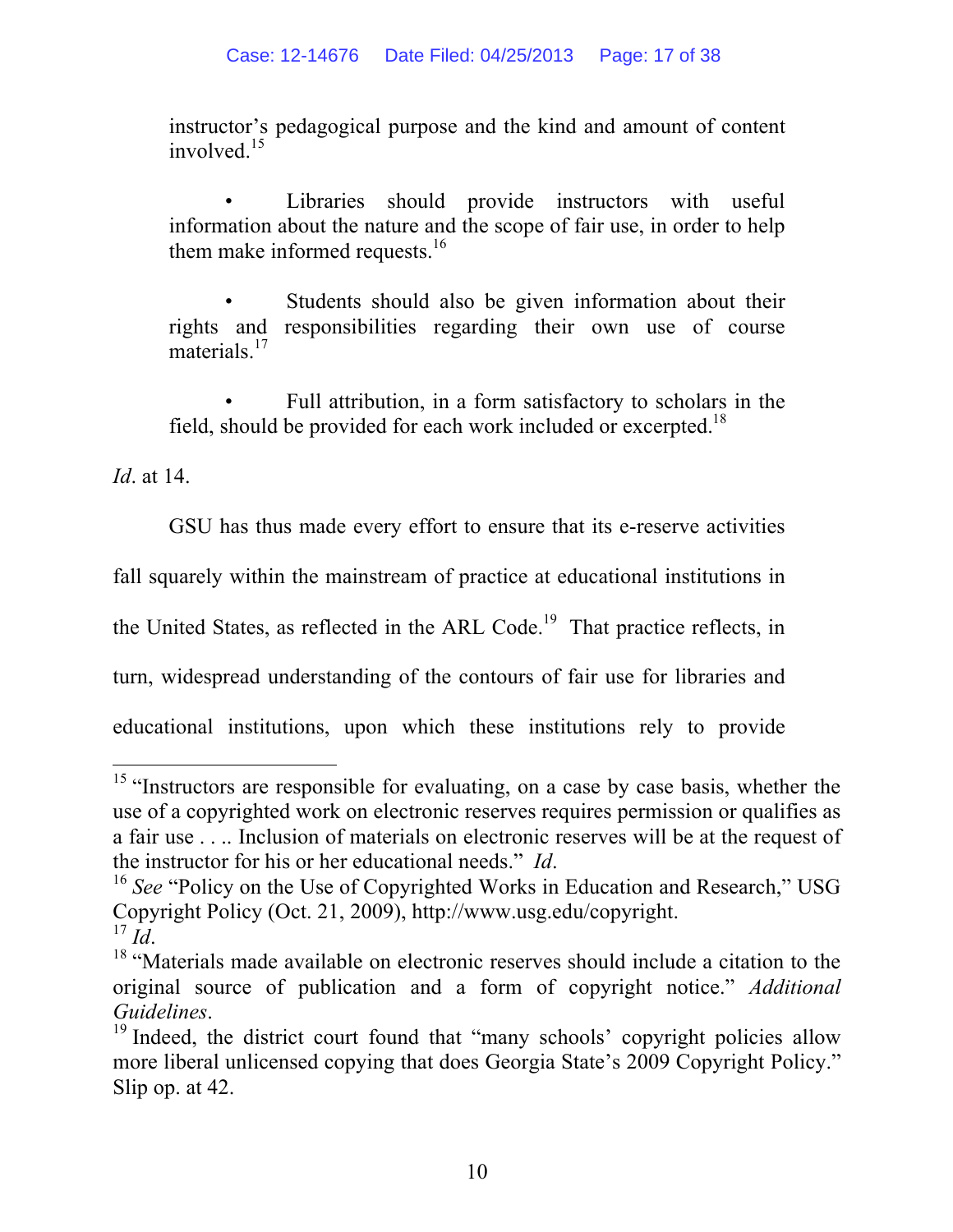instructor's pedagogical purpose and the kind and amount of content involved.[15]

• Libraries should provide instructors with useful information about the nature and the scope of fair use, in order to help them make informed requests.[16]

• Students should also be given information about their rights and responsibilities regarding their own use of course materials.[17]

• Full attribution, in a form satisfactory to scholars in the field, should be provided for each work included or excerpted.[18]

*Id*. at 14.

GSU has thus made every effort to ensure that its e-reserve activities fall squarely within the mainstream of practice at educational institutions in the United States, as reflected in the ARL Code.[19] That practice reflects, in turn, widespread understanding of the contours of fair use for libraries and educational institutions, upon which these institutions rely to provide

---

[15] "Instructors are responsible for evaluating, on a case by case basis, whether the use of a copyrighted work on electronic reserves requires permission or qualifies as a fair use . . .. Inclusion of materials on electronic reserves will be at the request of the instructor for his or her educational needs." *Id*.

[16] *See* "Policy on the Use of Copyrighted Works in Education and Research," USG Copyright Policy (Oct. 21, 2009), http://www.usg.edu/copyright.

[17] *Id*.

[18] "Materials made available on electronic reserves should include a citation to the original source of publication and a form of copyright notice." *Additional Guidelines*.

[19] Indeed, the district court found that "many schools' copyright policies allow more liberal unlicensed copying that does Georgia State's 2009 Copyright Policy." Slip op. at 42.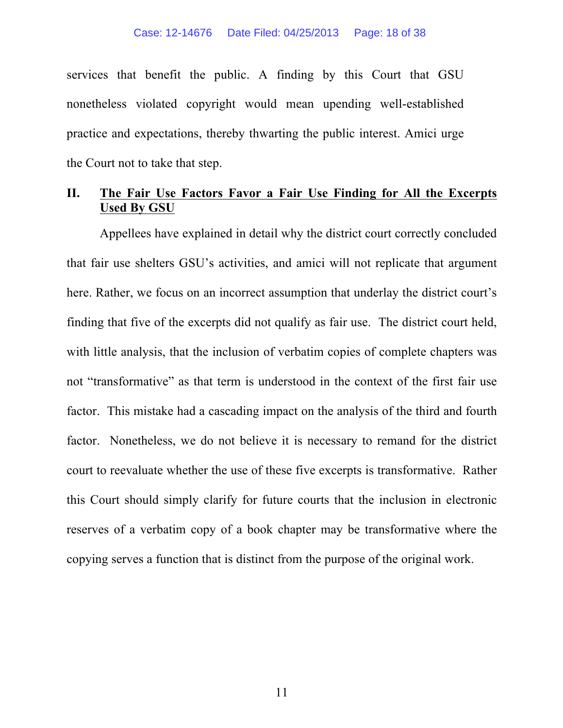services that benefit the public. A finding by this Court that GSU nonetheless violated copyright would mean upending well-established practice and expectations, thereby thwarting the public interest. Amici urge the Court not to take that step.

## II. <u>The Fair Use Factors Favor a Fair Use Finding for All the Excerpts Used By GSU</u>

Appellees have explained in detail why the district court correctly concluded that fair use shelters GSU's activities, and amici will not replicate that argument here. Rather, we focus on an incorrect assumption that underlay the district court's finding that five of the excerpts did not qualify as fair use. The district court held, with little analysis, that the inclusion of verbatim copies of complete chapters was not "transformative" as that term is understood in the context of the first fair use factor. This mistake had a cascading impact on the analysis of the third and fourth factor. Nonetheless, we do not believe it is necessary to remand for the district court to reevaluate whether the use of these five excerpts is transformative. Rather this Court should simply clarify for future courts that the inclusion in electronic reserves of a verbatim copy of a book chapter may be transformative where the copying serves a function that is distinct from the purpose of the original work.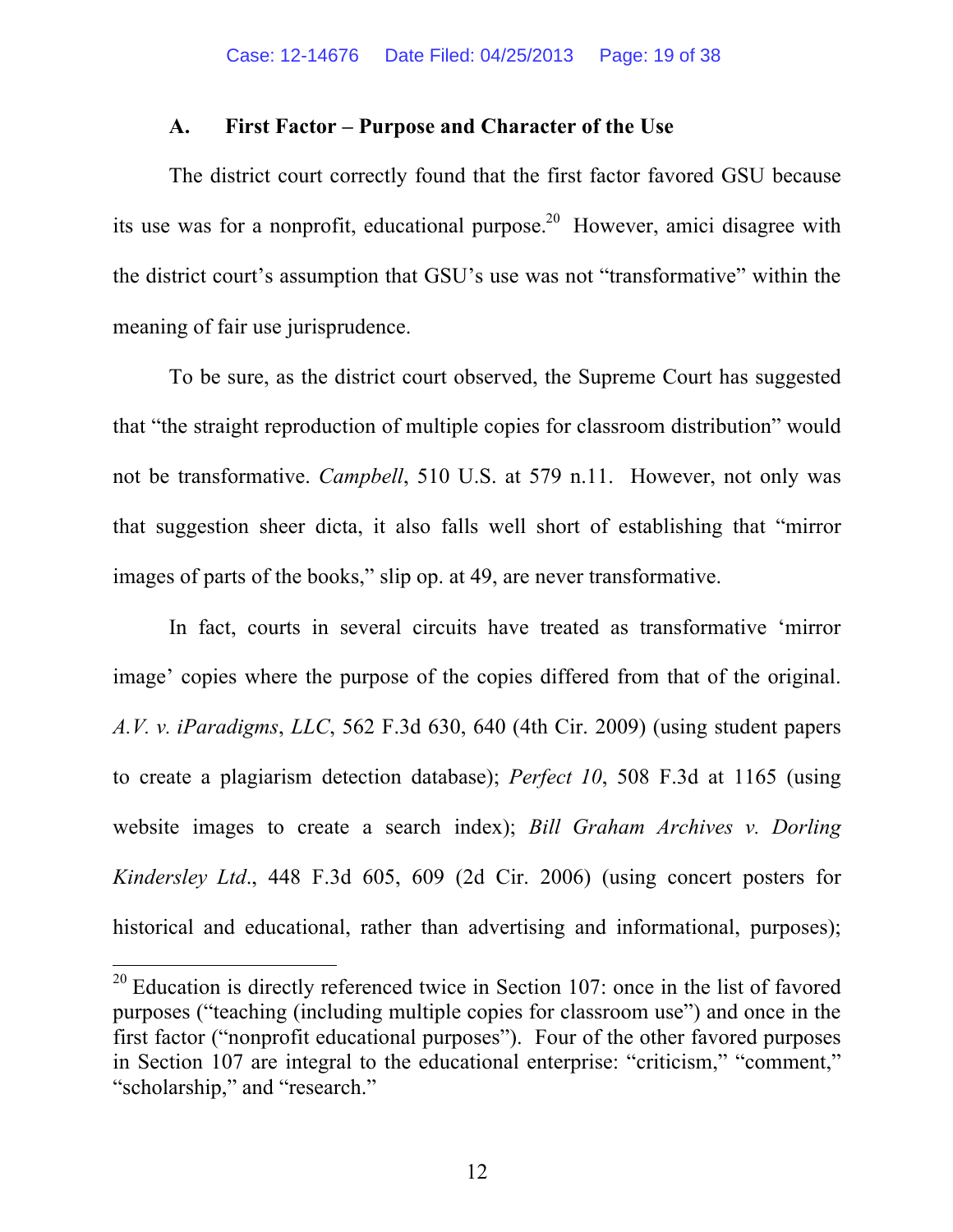### A. First Factor – Purpose and Character of the Use

The district court correctly found that the first factor favored GSU because its use was for a nonprofit, educational purpose.[20] However, amici disagree with the district court's assumption that GSU's use was not "transformative" within the meaning of fair use jurisprudence.

To be sure, as the district court observed, the Supreme Court has suggested that "the straight reproduction of multiple copies for classroom distribution" would not be transformative. *Campbell*, 510 U.S. at 579 n.11. However, not only was that suggestion sheer dicta, it also falls well short of establishing that "mirror images of parts of the books," slip op. at 49, are never transformative.

In fact, courts in several circuits have treated as transformative 'mirror image' copies where the purpose of the copies differed from that of the original. *A.V. v. iParadigms*, *LLC*, 562 F.3d 630, 640 (4th Cir. 2009) (using student papers to create a plagiarism detection database); *Perfect 10*, 508 F.3d at 1165 (using website images to create a search index); *Bill Graham Archives v. Dorling Kindersley Ltd*., 448 F.3d 605, 609 (2d Cir. 2006) (using concert posters for historical and educational, rather than advertising and informational, purposes);

---

[20] Education is directly referenced twice in Section 107: once in the list of favored purposes ("teaching (including multiple copies for classroom use") and once in the first factor ("nonprofit educational purposes"). Four of the other favored purposes in Section 107 are integral to the educational enterprise: "criticism," "comment," "scholarship," and "research."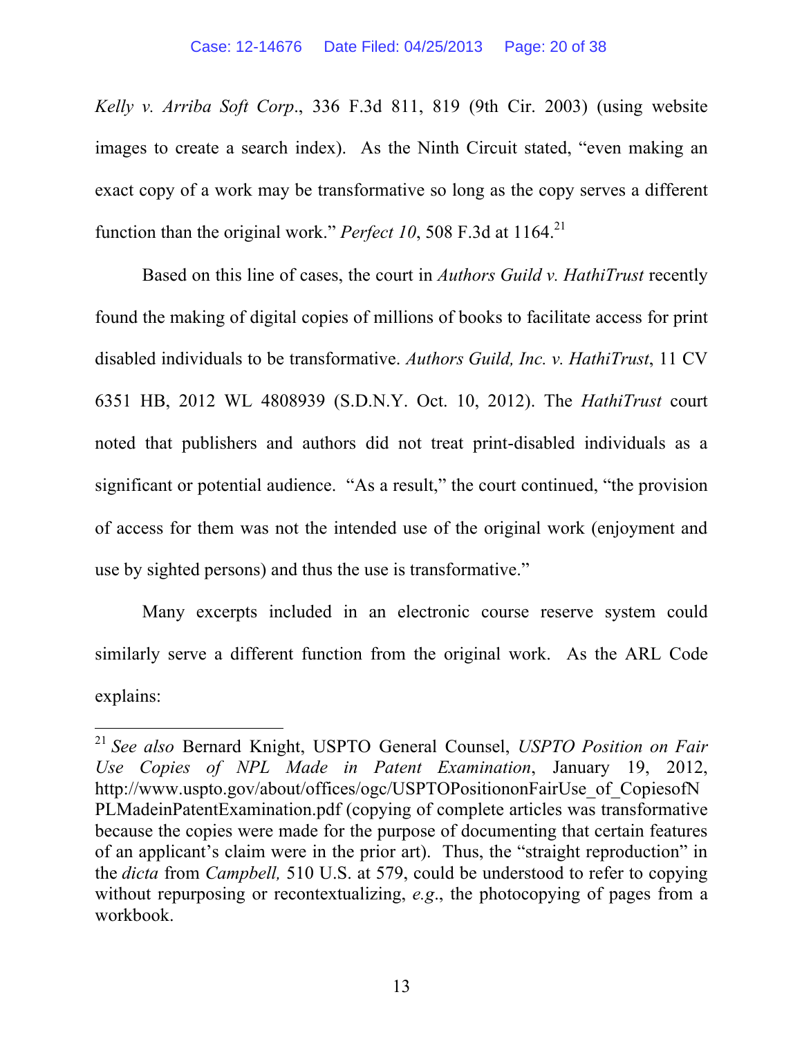*Kelly v. Arriba Soft Corp*., 336 F.3d 811, 819 (9th Cir. 2003) (using website images to create a search index). As the Ninth Circuit stated, "even making an exact copy of a work may be transformative so long as the copy serves a different function than the original work." *Perfect 10*, 508 F.3d at 1164.[21]

Based on this line of cases, the court in *Authors Guild v. HathiTrust* recently found the making of digital copies of millions of books to facilitate access for print disabled individuals to be transformative. *Authors Guild, Inc. v. HathiTrust*, 11 CV 6351 HB, 2012 WL 4808939 (S.D.N.Y. Oct. 10, 2012). The *HathiTrust* court noted that publishers and authors did not treat print-disabled individuals as a significant or potential audience. "As a result," the court continued, "the provision of access for them was not the intended use of the original work (enjoyment and use by sighted persons) and thus the use is transformative."

Many excerpts included in an electronic course reserve system could similarly serve a different function from the original work. As the ARL Code explains:

---

[21] *See also* Bernard Knight, USPTO General Counsel, *USPTO Position on Fair Use Copies of NPL Made in Patent Examination*, January 19, 2012, http://www.uspto.gov/about/offices/ogc/USPTOPositiononFairUse_of_CopiesofNPLMadeinPatentExamination.pdf (copying of complete articles was transformative because the copies were made for the purpose of documenting that certain features of an applicant's claim were in the prior art). Thus, the "straight reproduction" in the *dicta* from *Campbell,* 510 U.S. at 579, could be understood to refer to copying without repurposing or recontextualizing, *e.g*., the photocopying of pages from a workbook.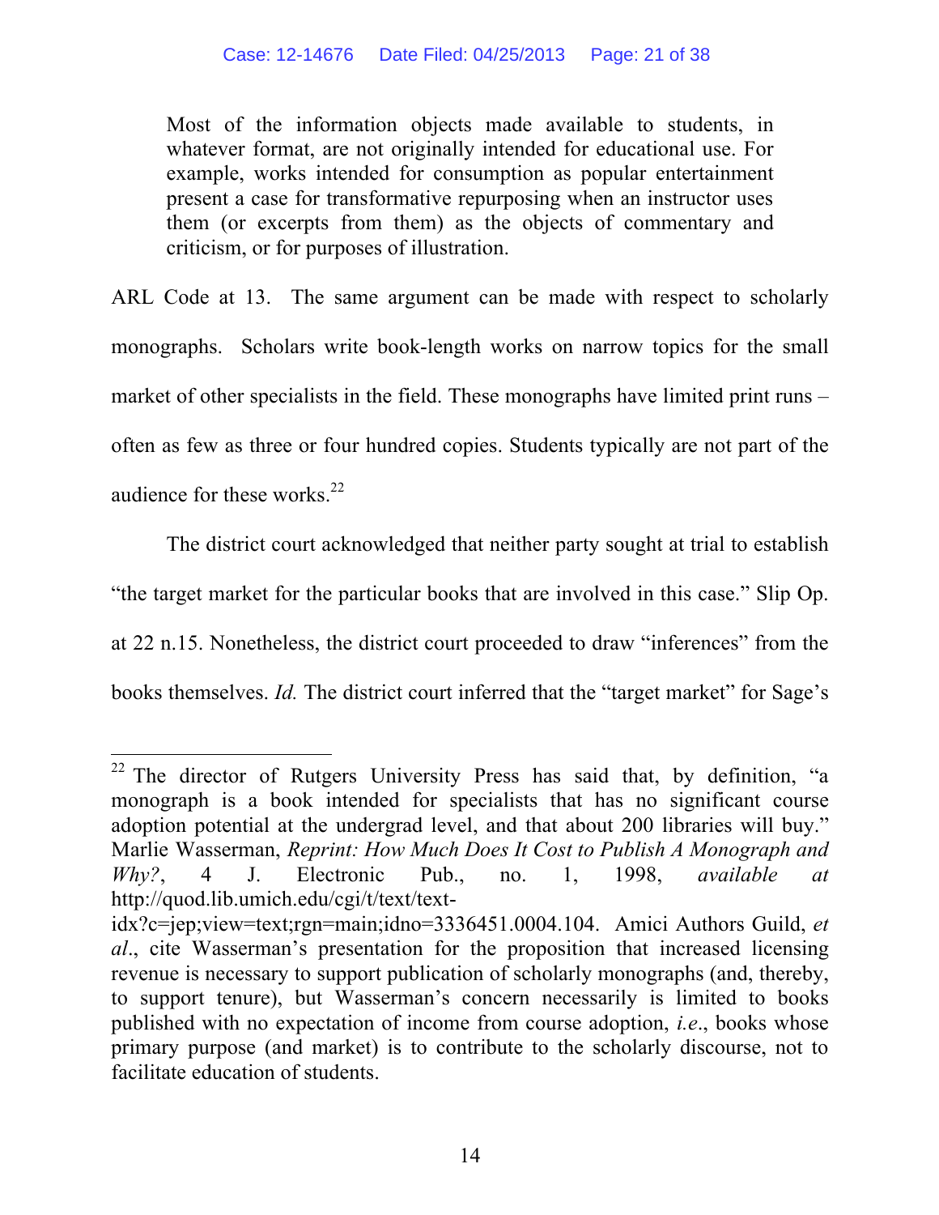> Most of the information objects made available to students, in whatever format, are not originally intended for educational use. For example, works intended for consumption as popular entertainment present a case for transformative repurposing when an instructor uses them (or excerpts from them) as the objects of commentary and criticism, or for purposes of illustration.

ARL Code at 13. The same argument can be made with respect to scholarly monographs. Scholars write book-length works on narrow topics for the small market of other specialists in the field. These monographs have limited print runs – often as few as three or four hundred copies. Students typically are not part of the audience for these works.[22]

The district court acknowledged that neither party sought at trial to establish "the target market for the particular books that are involved in this case." Slip Op. at 22 n.15. Nonetheless, the district court proceeded to draw "inferences" from the books themselves. *Id.* The district court inferred that the "target market" for Sage's

---

[22] The director of Rutgers University Press has said that, by definition, "a monograph is a book intended for specialists that has no significant course adoption potential at the undergrad level, and that about 200 libraries will buy." Marlie Wasserman, *Reprint: How Much Does It Cost to Publish A Monograph and Why?*, 4 J. Electronic Pub., no. 1, 1998, *available at* http://quod.lib.umich.edu/cgi/t/text/text-idx?c=jep;view=text;rgn=main;idno=3336451.0004.104. Amici Authors Guild, *et al*., cite Wasserman's presentation for the proposition that increased licensing revenue is necessary to support publication of scholarly monographs (and, thereby, to support tenure), but Wasserman's concern necessarily is limited to books published with no expectation of income from course adoption, *i.e*., books whose primary purpose (and market) is to contribute to the scholarly discourse, not to facilitate education of students.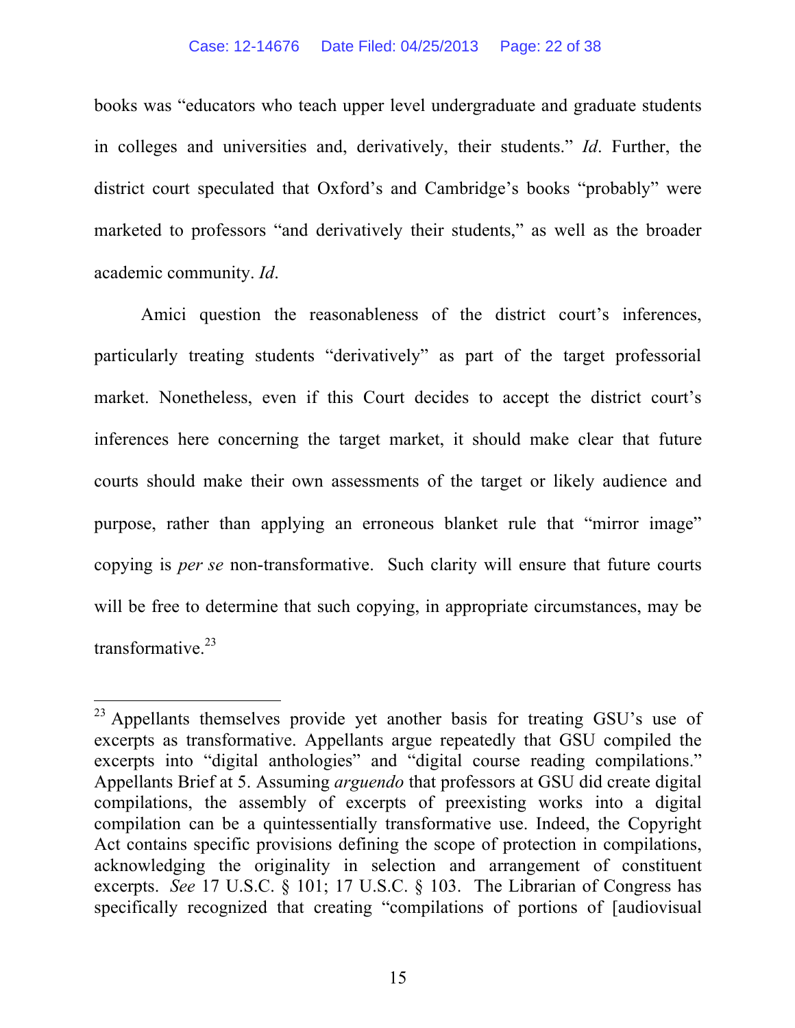books was "educators who teach upper level undergraduate and graduate students in colleges and universities and, derivatively, their students." *Id*. Further, the district court speculated that Oxford's and Cambridge's books "probably" were marketed to professors "and derivatively their students," as well as the broader academic community. *Id*.

Amici question the reasonableness of the district court's inferences, particularly treating students "derivatively" as part of the target professorial market. Nonetheless, even if this Court decides to accept the district court's inferences here concerning the target market, it should make clear that future courts should make their own assessments of the target or likely audience and purpose, rather than applying an erroneous blanket rule that "mirror image" copying is *per se* non-transformative. Such clarity will ensure that future courts will be free to determine that such copying, in appropriate circumstances, may be transformative.[23]

---

[23] Appellants themselves provide yet another basis for treating GSU's use of excerpts as transformative. Appellants argue repeatedly that GSU compiled the excerpts into "digital anthologies" and "digital course reading compilations." Appellants Brief at 5. Assuming *arguendo* that professors at GSU did create digital compilations, the assembly of excerpts of preexisting works into a digital compilation can be a quintessentially transformative use. Indeed, the Copyright Act contains specific provisions defining the scope of protection in compilations, acknowledging the originality in selection and arrangement of constituent excerpts. *See* 17 U.S.C. § 101; 17 U.S.C. § 103. The Librarian of Congress has specifically recognized that creating "compilations of portions of [audiovisual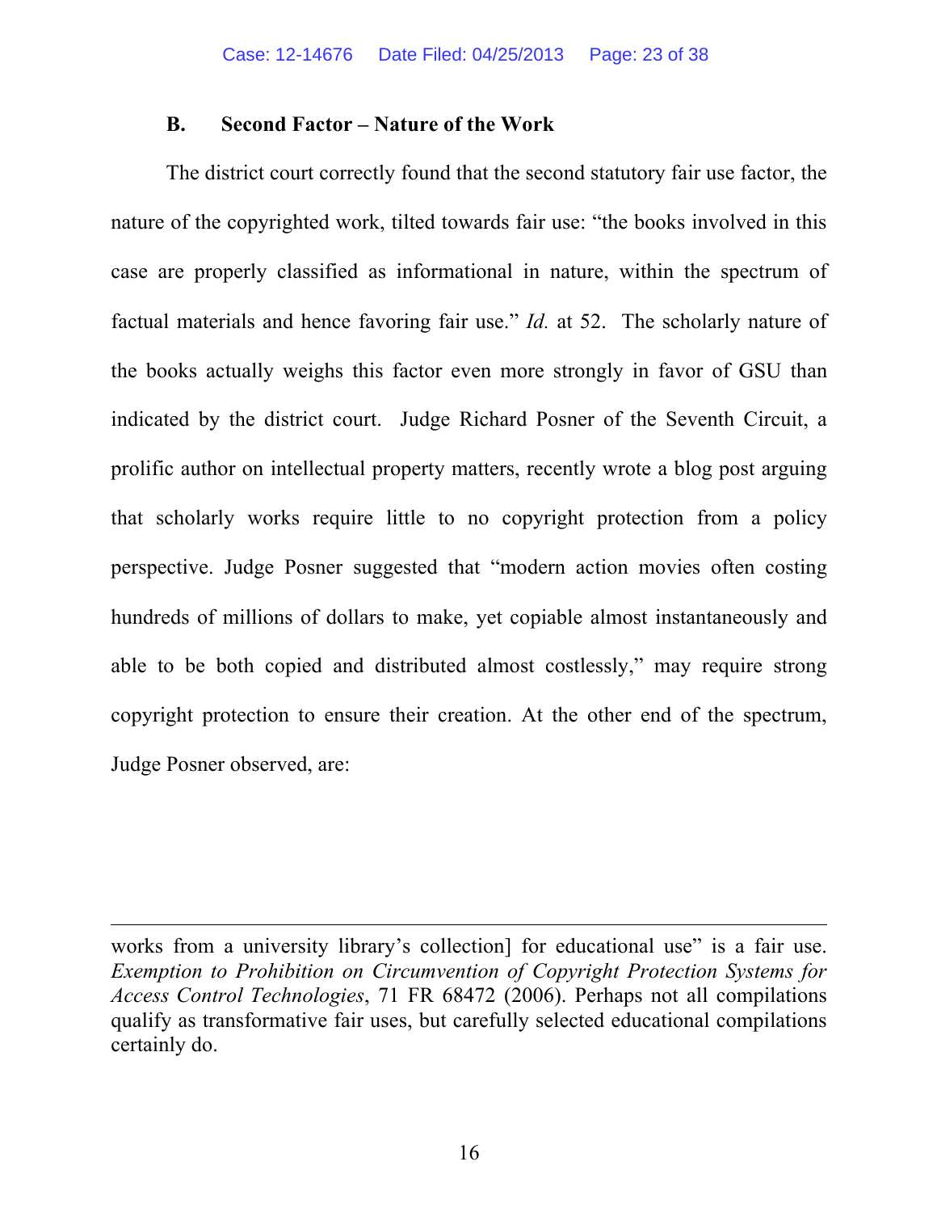### B. Second Factor – Nature of the Work

The district court correctly found that the second statutory fair use factor, the nature of the copyrighted work, tilted towards fair use: "the books involved in this case are properly classified as informational in nature, within the spectrum of factual materials and hence favoring fair use." *Id.* at 52. The scholarly nature of the books actually weighs this factor even more strongly in favor of GSU than indicated by the district court. Judge Richard Posner of the Seventh Circuit, a prolific author on intellectual property matters, recently wrote a blog post arguing that scholarly works require little to no copyright protection from a policy perspective. Judge Posner suggested that "modern action movies often costing hundreds of millions of dollars to make, yet copiable almost instantaneously and able to be both copied and distributed almost costlessly," may require strong copyright protection to ensure their creation. At the other end of the spectrum, Judge Posner observed, are:

---

works from a university library's collection] for educational use" is a fair use. *Exemption to Prohibition on Circumvention of Copyright Protection Systems for Access Control Technologies*, 71 FR 68472 (2006). Perhaps not all compilations qualify as transformative fair uses, but carefully selected educational compilations certainly do.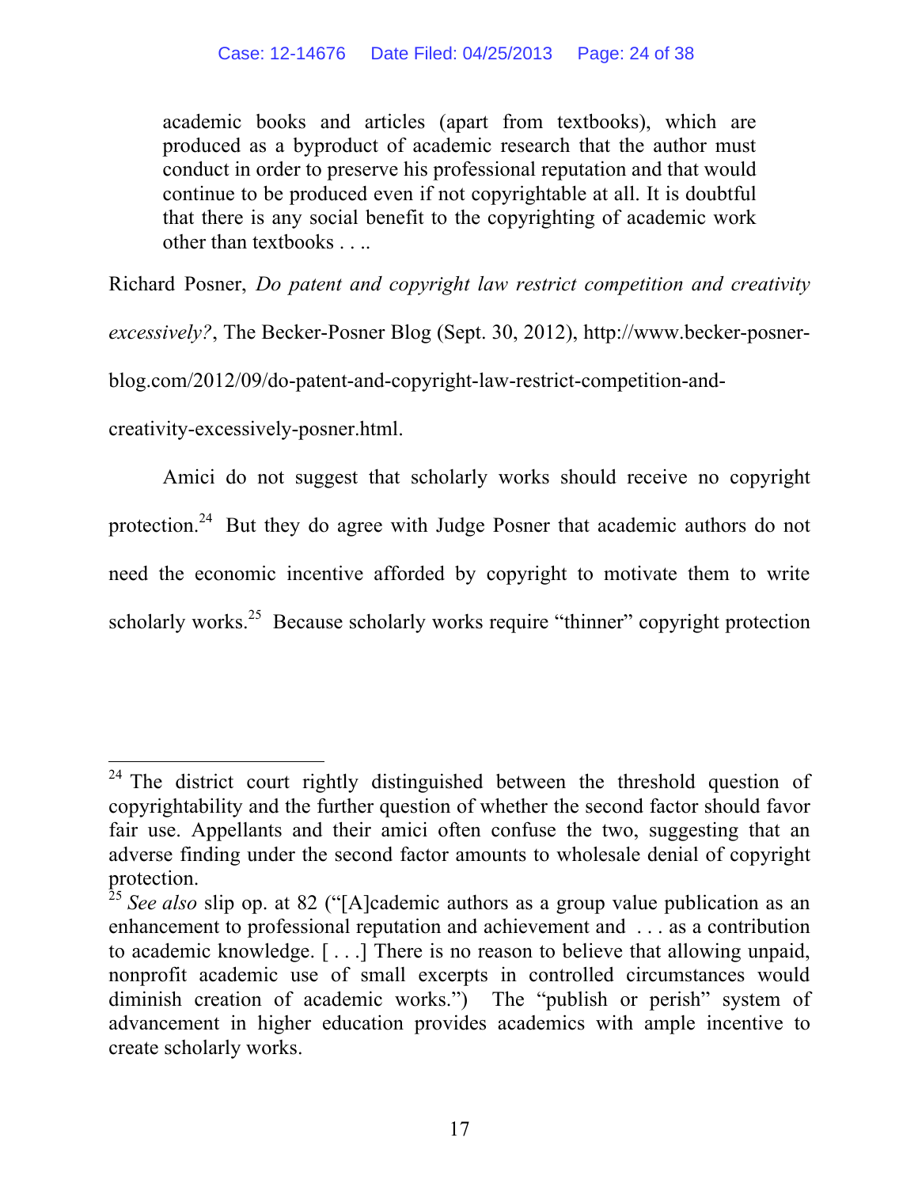> academic books and articles (apart from textbooks), which are produced as a byproduct of academic research that the author must conduct in order to preserve his professional reputation and that would continue to be produced even if not copyrightable at all. It is doubtful that there is any social benefit to the copyrighting of academic work other than textbooks . . ..

Richard Posner, *Do patent and copyright law restrict competition and creativity excessively?*, The Becker-Posner Blog (Sept. 30, 2012), http://www.becker-posner-blog.com/2012/09/do-patent-and-copyright-law-restrict-competition-and-creativity-excessively-posner.html.

Amici do not suggest that scholarly works should receive no copyright protection.[24] But they do agree with Judge Posner that academic authors do not need the economic incentive afforded by copyright to motivate them to write scholarly works.[25] Because scholarly works require "thinner" copyright protection

---

[24] The district court rightly distinguished between the threshold question of copyrightability and the further question of whether the second factor should favor fair use. Appellants and their amici often confuse the two, suggesting that an adverse finding under the second factor amounts to wholesale denial of copyright protection.

[25] *See also* slip op. at 82 ("[A]cademic authors as a group value publication as an enhancement to professional reputation and achievement and . . . as a contribution to academic knowledge. [ . . . ] There is no reason to believe that allowing unpaid, nonprofit academic use of small excerpts in controlled circumstances would diminish creation of academic works.") The "publish or perish" system of advancement in higher education provides academics with ample incentive to create scholarly works.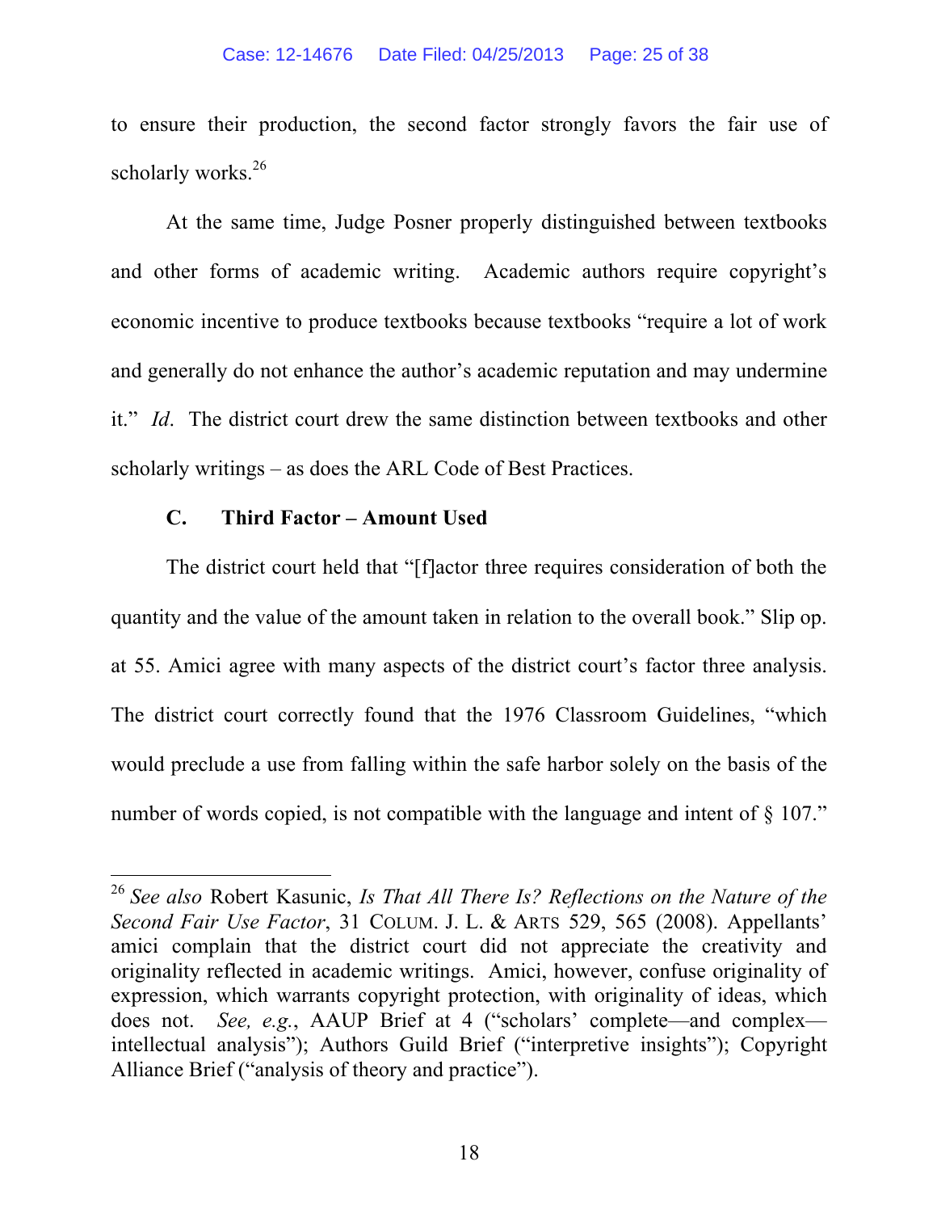to ensure their production, the second factor strongly favors the fair use of scholarly works.[26]

At the same time, Judge Posner properly distinguished between textbooks and other forms of academic writing. Academic authors require copyright's economic incentive to produce textbooks because textbooks "require a lot of work and generally do not enhance the author's academic reputation and may undermine it." *Id*. The district court drew the same distinction between textbooks and other scholarly writings – as does the ARL Code of Best Practices.

### C. Third Factor – Amount Used

The district court held that "[f]actor three requires consideration of both the quantity and the value of the amount taken in relation to the overall book." Slip op. at 55. Amici agree with many aspects of the district court's factor three analysis. The district court correctly found that the 1976 Classroom Guidelines, "which would preclude a use from falling within the safe harbor solely on the basis of the number of words copied, is not compatible with the language and intent of § 107."

---

[26] *See also* Robert Kasunic, *Is That All There Is? Reflections on the Nature of the Second Fair Use Factor*, 31 COLUM. J. L. & ARTS 529, 565 (2008). Appellants' amici complain that the district court did not appreciate the creativity and originality reflected in academic writings. Amici, however, confuse originality of expression, which warrants copyright protection, with originality of ideas, which does not. *See, e.g.*, AAUP Brief at 4 ("scholars' complete—and complex—intellectual analysis"); Authors Guild Brief ("interpretive insights"); Copyright Alliance Brief ("analysis of theory and practice").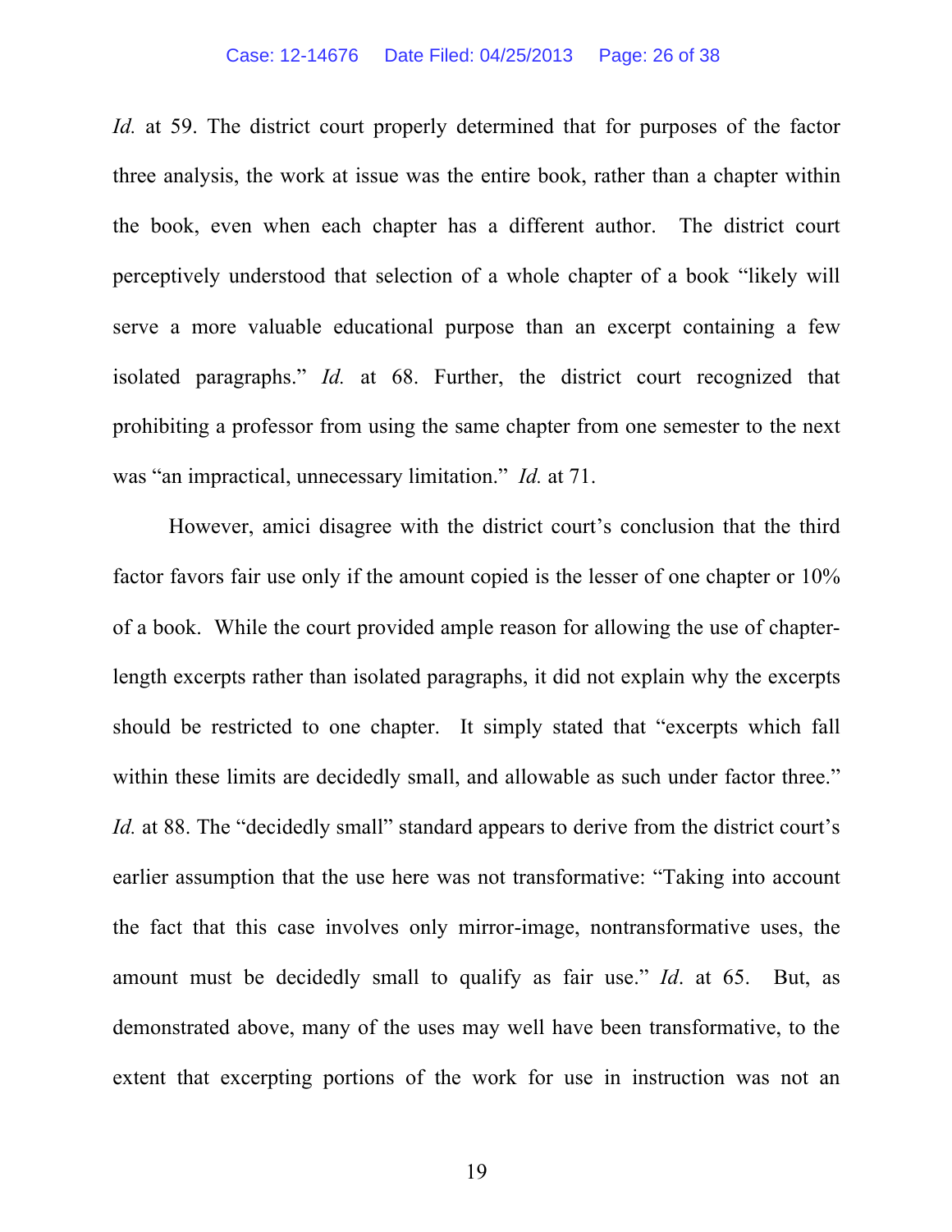*Id.* at 59. The district court properly determined that for purposes of the factor three analysis, the work at issue was the entire book, rather than a chapter within the book, even when each chapter has a different author. The district court perceptively understood that selection of a whole chapter of a book "likely will serve a more valuable educational purpose than an excerpt containing a few isolated paragraphs." *Id.* at 68. Further, the district court recognized that prohibiting a professor from using the same chapter from one semester to the next was "an impractical, unnecessary limitation." *Id.* at 71.

However, amici disagree with the district court's conclusion that the third factor favors fair use only if the amount copied is the lesser of one chapter or 10% of a book. While the court provided ample reason for allowing the use of chapter-length excerpts rather than isolated paragraphs, it did not explain why the excerpts should be restricted to one chapter. It simply stated that "excerpts which fall within these limits are decidedly small, and allowable as such under factor three." *Id.* at 88. The "decidedly small" standard appears to derive from the district court's earlier assumption that the use here was not transformative: "Taking into account the fact that this case involves only mirror-image, nontransformative uses, the amount must be decidedly small to qualify as fair use." *Id*. at 65. But, as demonstrated above, many of the uses may well have been transformative, to the extent that excerpting portions of the work for use in instruction was not an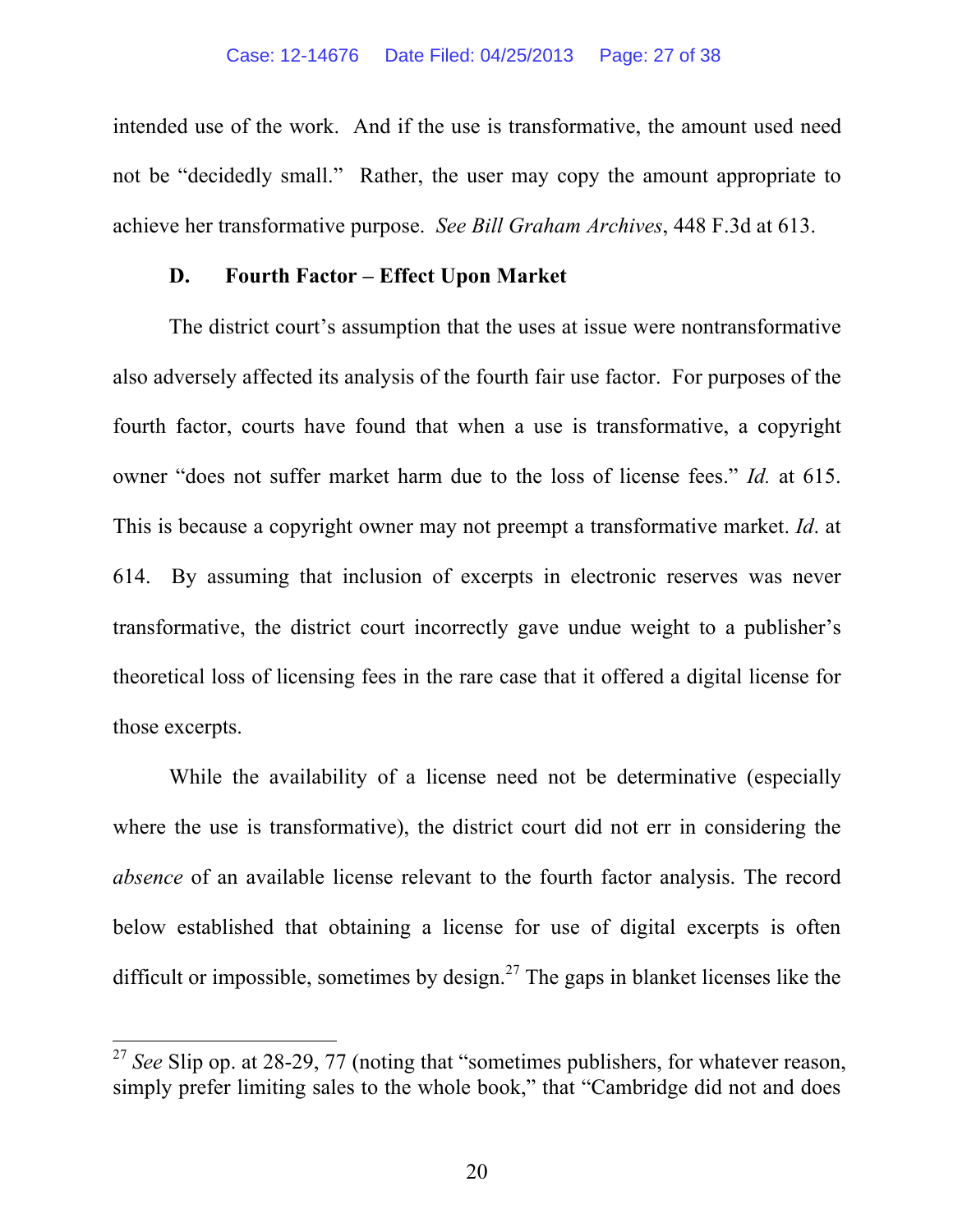intended use of the work. And if the use is transformative, the amount used need not be "decidedly small." Rather, the user may copy the amount appropriate to achieve her transformative purpose. *See Bill Graham Archives*, 448 F.3d at 613.

### D. Fourth Factor – Effect Upon Market

The district court's assumption that the uses at issue were nontransformative also adversely affected its analysis of the fourth fair use factor. For purposes of the fourth factor, courts have found that when a use is transformative, a copyright owner "does not suffer market harm due to the loss of license fees." *Id.* at 615. This is because a copyright owner may not preempt a transformative market. *Id*. at 614. By assuming that inclusion of excerpts in electronic reserves was never transformative, the district court incorrectly gave undue weight to a publisher's theoretical loss of licensing fees in the rare case that it offered a digital license for those excerpts.

While the availability of a license need not be determinative (especially where the use is transformative), the district court did not err in considering the *absence* of an available license relevant to the fourth factor analysis. The record below established that obtaining a license for use of digital excerpts is often difficult or impossible, sometimes by design.[27] The gaps in blanket licenses like the

---

[27] *See* Slip op. at 28-29, 77 (noting that "sometimes publishers, for whatever reason, simply prefer limiting sales to the whole book," that "Cambridge did not and does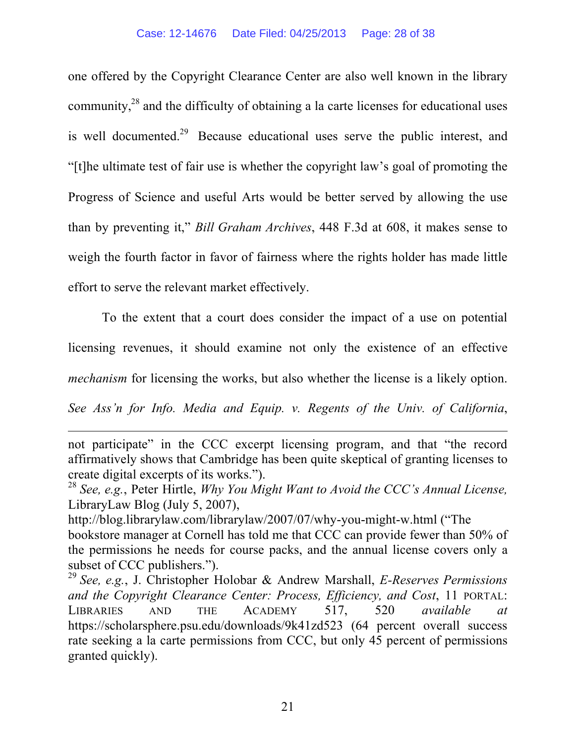one offered by the Copyright Clearance Center are also well known in the library community,[28] and the difficulty of obtaining a la carte licenses for educational uses is well documented.[29] Because educational uses serve the public interest, and "[t]he ultimate test of fair use is whether the copyright law's goal of promoting the Progress of Science and useful Arts would be better served by allowing the use than by preventing it," *Bill Graham Archives*, 448 F.3d at 608, it makes sense to weigh the fourth factor in favor of fairness where the rights holder has made little effort to serve the relevant market effectively.

To the extent that a court does consider the impact of a use on potential licensing revenues, it should examine not only the existence of an effective *mechanism* for licensing the works, but also whether the license is a likely option. *See Ass'n for Info. Media and Equip. v. Regents of the Univ. of California*,

---

not participate" in the CCC excerpt licensing program, and that "the record affirmatively shows that Cambridge has been quite skeptical of granting licenses to create digital excerpts of its works.").

[28] *See, e.g.*, Peter Hirtle, *Why You Might Want to Avoid the CCC's Annual License,* LibraryLaw Blog (July 5, 2007), http://blog.librarylaw.com/librarylaw/2007/07/why-you-might-w.html ("The bookstore manager at Cornell has told me that CCC can provide fewer than 50% of the permissions he needs for course packs, and the annual license covers only a subset of CCC publishers.").

[29] *See, e.g.*, J. Christopher Holobar & Andrew Marshall, *E-Reserves Permissions and the Copyright Clearance Center: Process, Efficiency, and Cost*, 11 PORTAL: LIBRARIES AND THE ACADEMY 517, 520 *available at* https://scholarsphere.psu.edu/downloads/9k41zd523 (64 percent overall success rate seeking a la carte permissions from CCC, but only 45 percent of permissions granted quickly).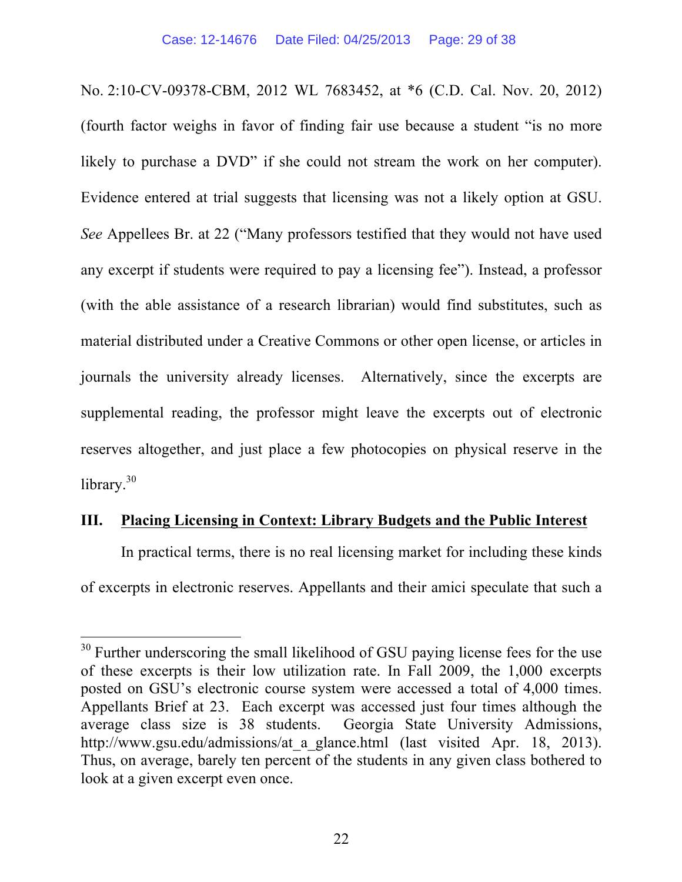No. 2:10-CV-09378-CBM, 2012 WL 7683452, at *6 (C.D. Cal. Nov. 20, 2012) (fourth factor weighs in favor of finding fair use because a student "is no more likely to purchase a DVD" if she could not stream the work on her computer). Evidence entered at trial suggests that licensing was not a likely option at GSU. *See* Appellees Br. at 22 ("Many professors testified that they would not have used any excerpt if students were required to pay a licensing fee"). Instead, a professor (with the able assistance of a research librarian) would find substitutes, such as material distributed under a Creative Commons or other open license, or articles in journals the university already licenses. Alternatively, since the excerpts are supplemental reading, the professor might leave the excerpts out of electronic reserves altogether, and just place a few photocopies on physical reserve in the library.[30]

## III. Placing Licensing in Context: Library Budgets and the Public Interest

In practical terms, there is no real licensing market for including these kinds of excerpts in electronic reserves. Appellants and their amici speculate that such a

[30] Further underscoring the small likelihood of GSU paying license fees for the use of these excerpts is their low utilization rate. In Fall 2009, the 1,000 excerpts posted on GSU's electronic course system were accessed a total of 4,000 times. Appellants Brief at 23. Each excerpt was accessed just four times although the average class size is 38 students. Georgia State University Admissions, http://www.gsu.edu/admissions/at_a_glance.html (last visited Apr. 18, 2013). Thus, on average, barely ten percent of the students in any given class bothered to look at a given excerpt even once.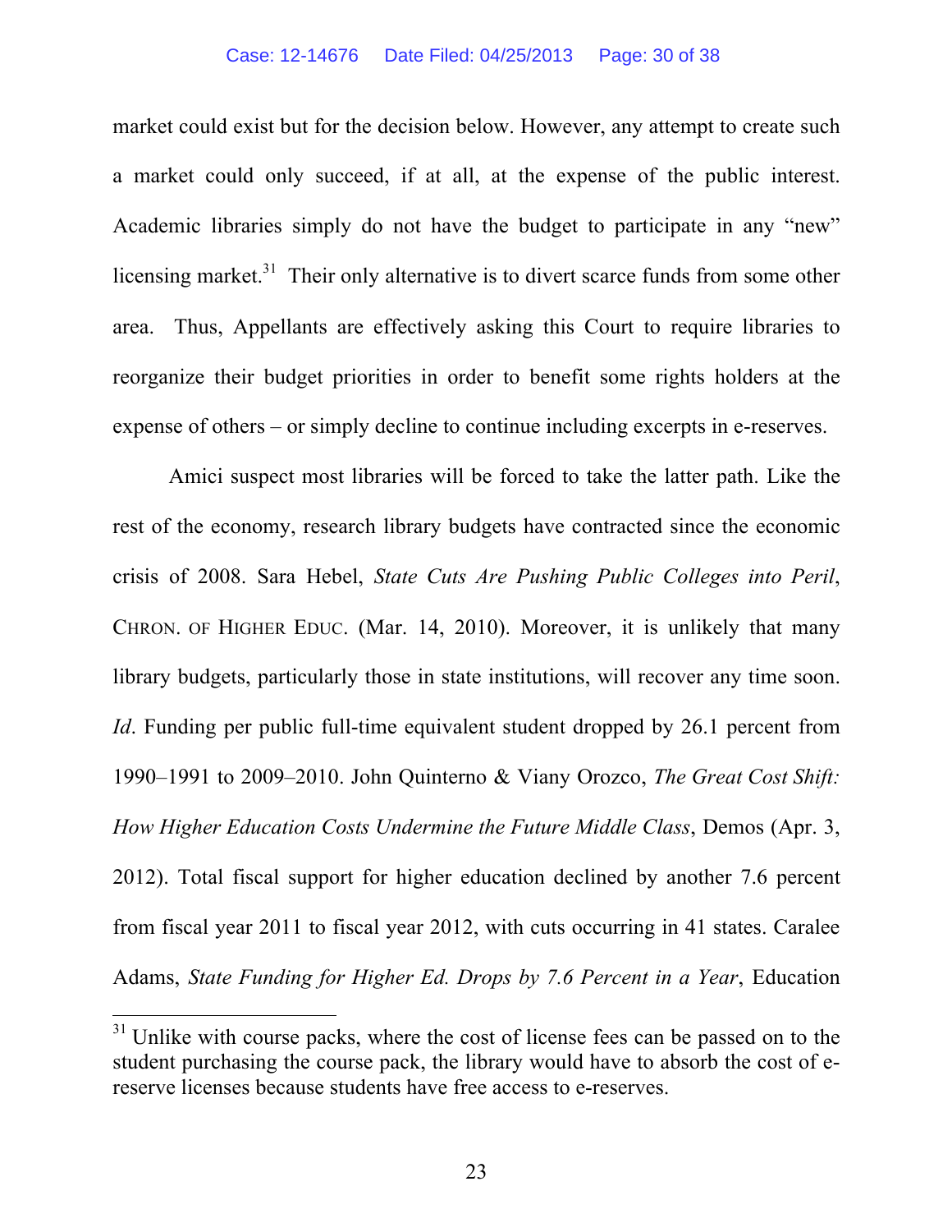market could exist but for the decision below. However, any attempt to create such a market could only succeed, if at all, at the expense of the public interest. Academic libraries simply do not have the budget to participate in any "new" licensing market.[31] Their only alternative is to divert scarce funds from some other area. Thus, Appellants are effectively asking this Court to require libraries to reorganize their budget priorities in order to benefit some rights holders at the expense of others – or simply decline to continue including excerpts in e-reserves.

Amici suspect most libraries will be forced to take the latter path. Like the rest of the economy, research library budgets have contracted since the economic crisis of 2008. Sara Hebel, *State Cuts Are Pushing Public Colleges into Peril*, CHRON. OF HIGHER EDUC. (Mar. 14, 2010). Moreover, it is unlikely that many library budgets, particularly those in state institutions, will recover any time soon. *Id*. Funding per public full-time equivalent student dropped by 26.1 percent from 1990–1991 to 2009–2010. John Quinterno & Viany Orozco, *The Great Cost Shift: How Higher Education Costs Undermine the Future Middle Class*, Demos (Apr. 3, 2012). Total fiscal support for higher education declined by another 7.6 percent from fiscal year 2011 to fiscal year 2012, with cuts occurring in 41 states. Caralee Adams, *State Funding for Higher Ed. Drops by 7.6 Percent in a Year*, Education

[31] Unlike with course packs, where the cost of license fees can be passed on to the student purchasing the course pack, the library would have to absorb the cost of e-reserve licenses because students have free access to e-reserves.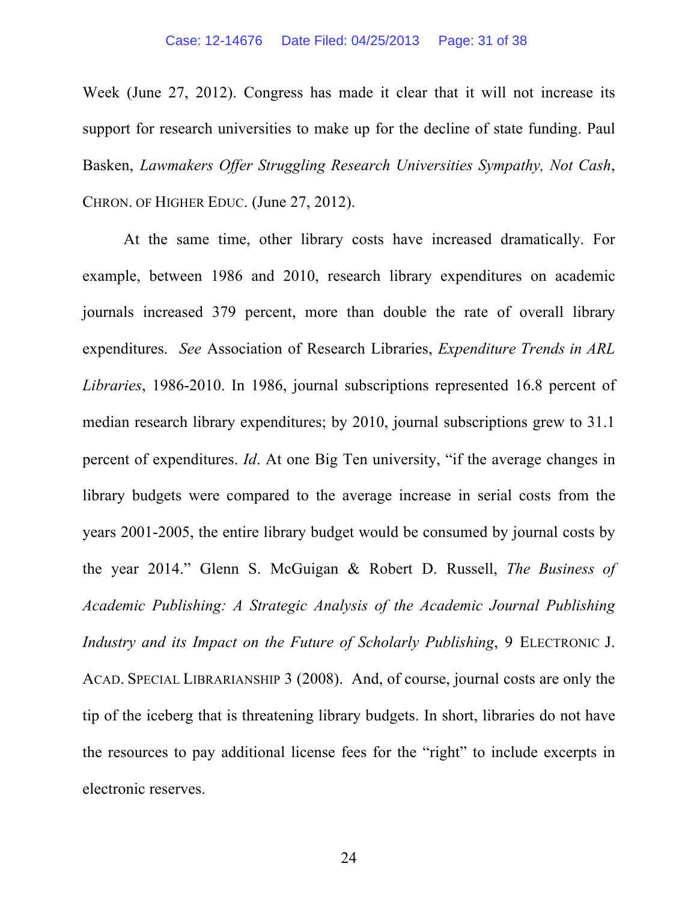Week (June 27, 2012). Congress has made it clear that it will not increase its support for research universities to make up for the decline of state funding. Paul Basken, *Lawmakers Offer Struggling Research Universities Sympathy, Not Cash*, CHRON. OF HIGHER EDUC. (June 27, 2012).

At the same time, other library costs have increased dramatically. For example, between 1986 and 2010, research library expenditures on academic journals increased 379 percent, more than double the rate of overall library expenditures. *See* Association of Research Libraries, *Expenditure Trends in ARL Libraries*, 1986-2010. In 1986, journal subscriptions represented 16.8 percent of median research library expenditures; by 2010, journal subscriptions grew to 31.1 percent of expenditures. *Id*. At one Big Ten university, "if the average changes in library budgets were compared to the average increase in serial costs from the years 2001-2005, the entire library budget would be consumed by journal costs by the year 2014." Glenn S. McGuigan & Robert D. Russell, *The Business of Academic Publishing: A Strategic Analysis of the Academic Journal Publishing Industry and its Impact on the Future of Scholarly Publishing*, 9 ELECTRONIC J. ACAD. SPECIAL LIBRARIANSHIP 3 (2008). And, of course, journal costs are only the tip of the iceberg that is threatening library budgets. In short, libraries do not have the resources to pay additional license fees for the "right" to include excerpts in electronic reserves.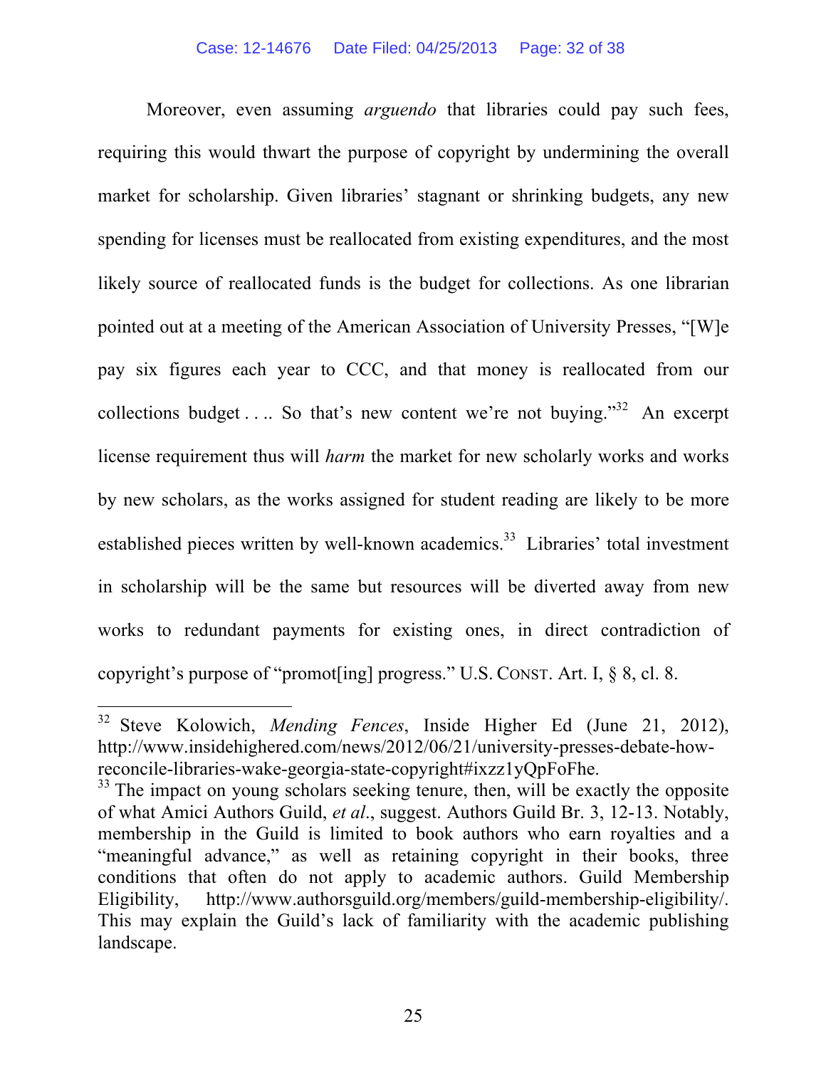Moreover, even assuming *arguendo* that libraries could pay such fees, requiring this would thwart the purpose of copyright by undermining the overall market for scholarship. Given libraries' stagnant or shrinking budgets, any new spending for licenses must be reallocated from existing expenditures, and the most likely source of reallocated funds is the budget for collections. As one librarian pointed out at a meeting of the American Association of University Presses, "[W]e pay six figures each year to CCC, and that money is reallocated from our collections budget . . .. So that's new content we're not buying."[32] An excerpt license requirement thus will *harm* the market for new scholarly works and works by new scholars, as the works assigned for student reading are likely to be more established pieces written by well-known academics.[33] Libraries' total investment in scholarship will be the same but resources will be diverted away from new works to redundant payments for existing ones, in direct contradiction of copyright's purpose of "promot[ing] progress." U.S. CONST. Art. I, § 8, cl. 8.

---

[32] Steve Kolowich, *Mending Fences*, Inside Higher Ed (June 21, 2012), http://www.insidehighered.com/news/2012/06/21/university-presses-debate-how-reconcile-libraries-wake-georgia-state-copyright#ixzz1yQpFoFhe.

[33] The impact on young scholars seeking tenure, then, will be exactly the opposite of what Amici Authors Guild, *et al*., suggest. Authors Guild Br. 3, 12-13. Notably, membership in the Guild is limited to book authors who earn royalties and a "meaningful advance," as well as retaining copyright in their books, three conditions that often do not apply to academic authors. Guild Membership Eligibility, http://www.authorsguild.org/members/guild-membership-eligibility/. This may explain the Guild's lack of familiarity with the academic publishing landscape.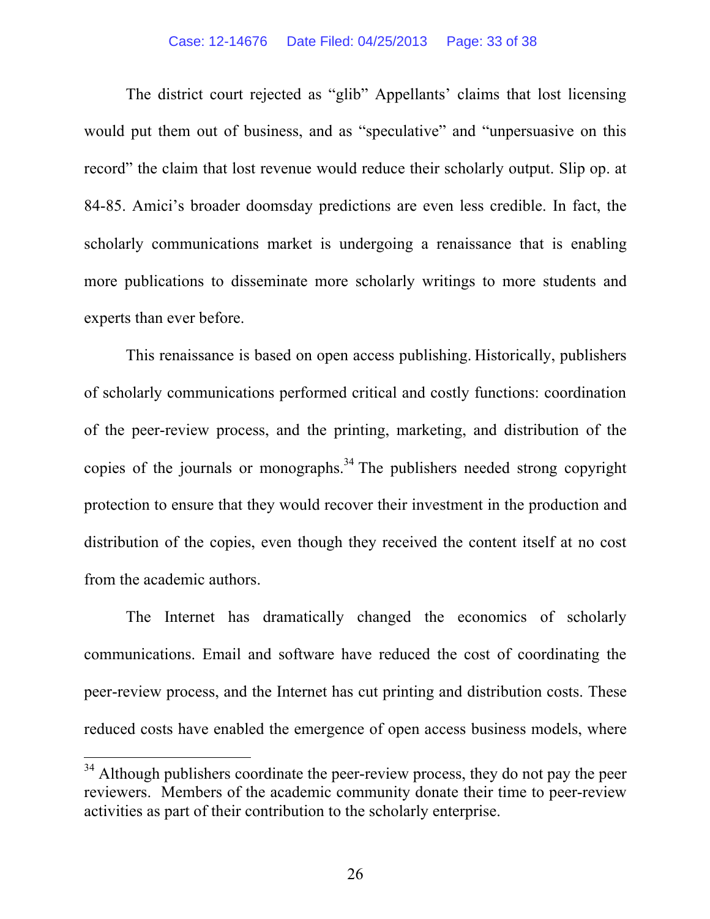The district court rejected as "glib" Appellants' claims that lost licensing would put them out of business, and as "speculative" and "unpersuasive on this record" the claim that lost revenue would reduce their scholarly output. Slip op. at 84-85. Amici's broader doomsday predictions are even less credible. In fact, the scholarly communications market is undergoing a renaissance that is enabling more publications to disseminate more scholarly writings to more students and experts than ever before.

This renaissance is based on open access publishing. Historically, publishers of scholarly communications performed critical and costly functions: coordination of the peer-review process, and the printing, marketing, and distribution of the copies of the journals or monographs.[34] The publishers needed strong copyright protection to ensure that they would recover their investment in the production and distribution of the copies, even though they received the content itself at no cost from the academic authors.

The Internet has dramatically changed the economics of scholarly communications. Email and software have reduced the cost of coordinating the peer-review process, and the Internet has cut printing and distribution costs. These reduced costs have enabled the emergence of open access business models, where

---

[34] Although publishers coordinate the peer-review process, they do not pay the peer reviewers. Members of the academic community donate their time to peer-review activities as part of their contribution to the scholarly enterprise.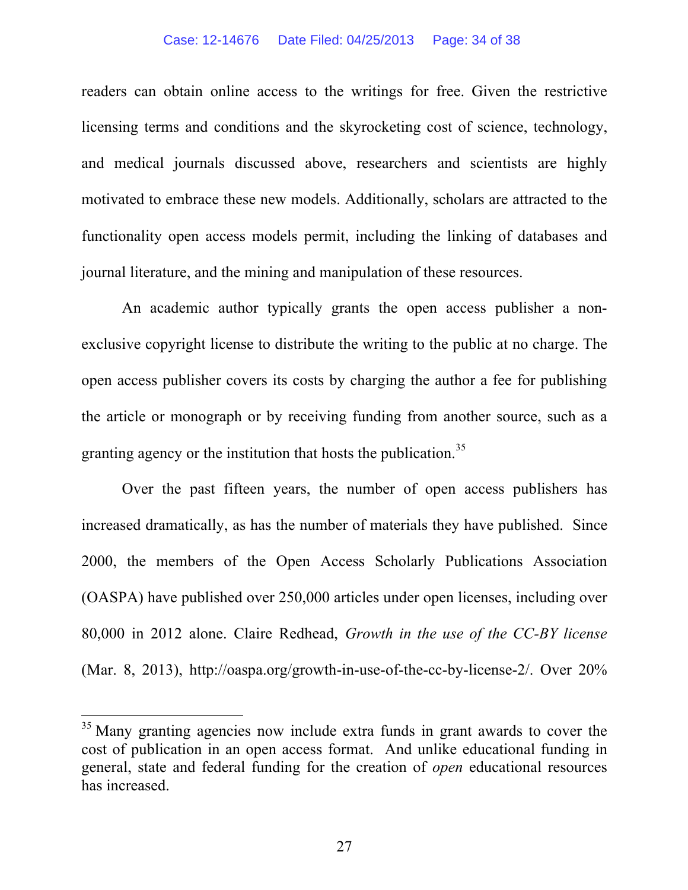readers can obtain online access to the writings for free. Given the restrictive licensing terms and conditions and the skyrocketing cost of science, technology, and medical journals discussed above, researchers and scientists are highly motivated to embrace these new models. Additionally, scholars are attracted to the functionality open access models permit, including the linking of databases and journal literature, and the mining and manipulation of these resources.

An academic author typically grants the open access publisher a non-exclusive copyright license to distribute the writing to the public at no charge. The open access publisher covers its costs by charging the author a fee for publishing the article or monograph or by receiving funding from another source, such as a granting agency or the institution that hosts the publication.[35]

Over the past fifteen years, the number of open access publishers has increased dramatically, as has the number of materials they have published. Since 2000, the members of the Open Access Scholarly Publications Association (OASPA) have published over 250,000 articles under open licenses, including over 80,000 in 2012 alone. Claire Redhead, *Growth in the use of the CC-BY license* (Mar. 8, 2013), http://oaspa.org/growth-in-use-of-the-cc-by-license-2/. Over 20%

---

[35] Many granting agencies now include extra funds in grant awards to cover the cost of publication in an open access format. And unlike educational funding in general, state and federal funding for the creation of *open* educational resources has increased.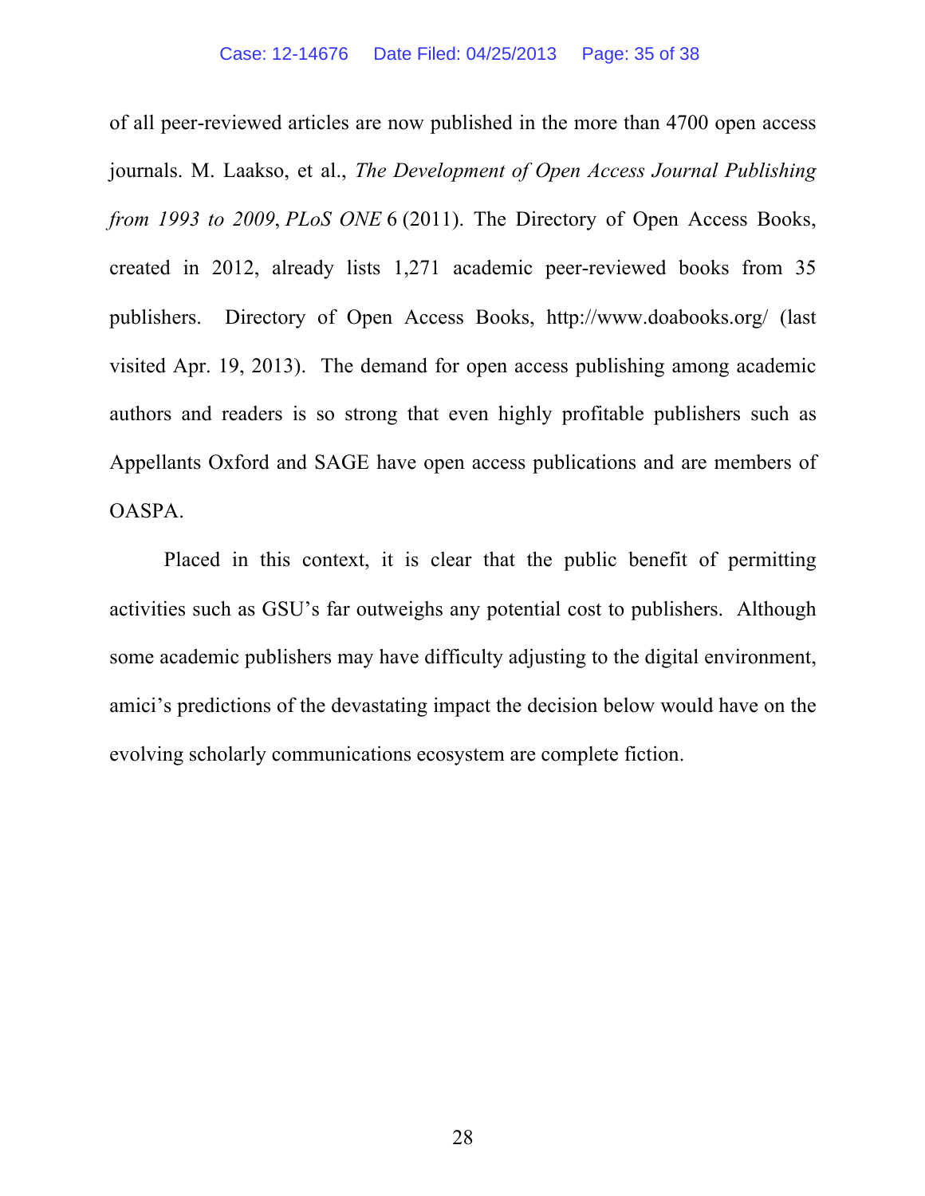of all peer-reviewed articles are now published in the more than 4700 open access journals. M. Laakso, et al., *The Development of Open Access Journal Publishing from 1993 to 2009*, *PLoS ONE* 6 (2011). The Directory of Open Access Books, created in 2012, already lists 1,271 academic peer-reviewed books from 35 publishers. Directory of Open Access Books, http://www.doabooks.org/ (last visited Apr. 19, 2013). The demand for open access publishing among academic authors and readers is so strong that even highly profitable publishers such as Appellants Oxford and SAGE have open access publications and are members of OASPA.

Placed in this context, it is clear that the public benefit of permitting activities such as GSU's far outweighs any potential cost to publishers. Although some academic publishers may have difficulty adjusting to the digital environment, amici's predictions of the devastating impact the decision below would have on the evolving scholarly communications ecosystem are complete fiction.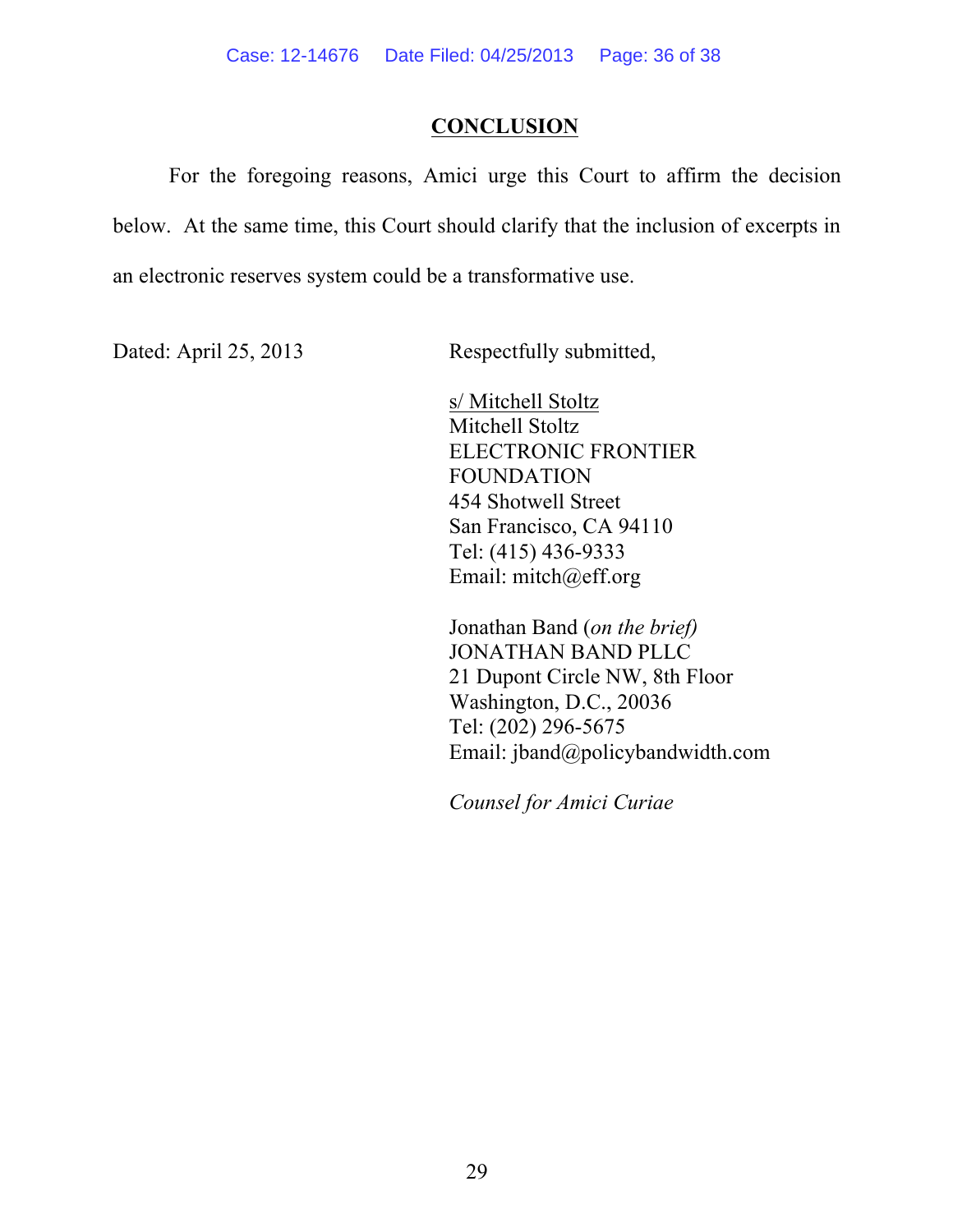## CONCLUSION

For the foregoing reasons, Amici urge this Court to affirm the decision below. At the same time, this Court should clarify that the inclusion of excerpts in an electronic reserves system could be a transformative use.

Dated: April 25, 2013

Respectfully submitted,

s/ Mitchell Stoltz
Mitchell Stoltz
ELECTRONIC FRONTIER FOUNDATION
454 Shotwell Street
San Francisco, CA 94110
Tel: (415) 436-9333
Email: mitch@eff.org

Jonathan Band (*on the brief)*
JONATHAN BAND PLLC
21 Dupont Circle NW, 8th Floor
Washington, D.C., 20036
Tel: (202) 296-5675
Email: jband@policybandwidth.com

*Counsel for Amici Curiae*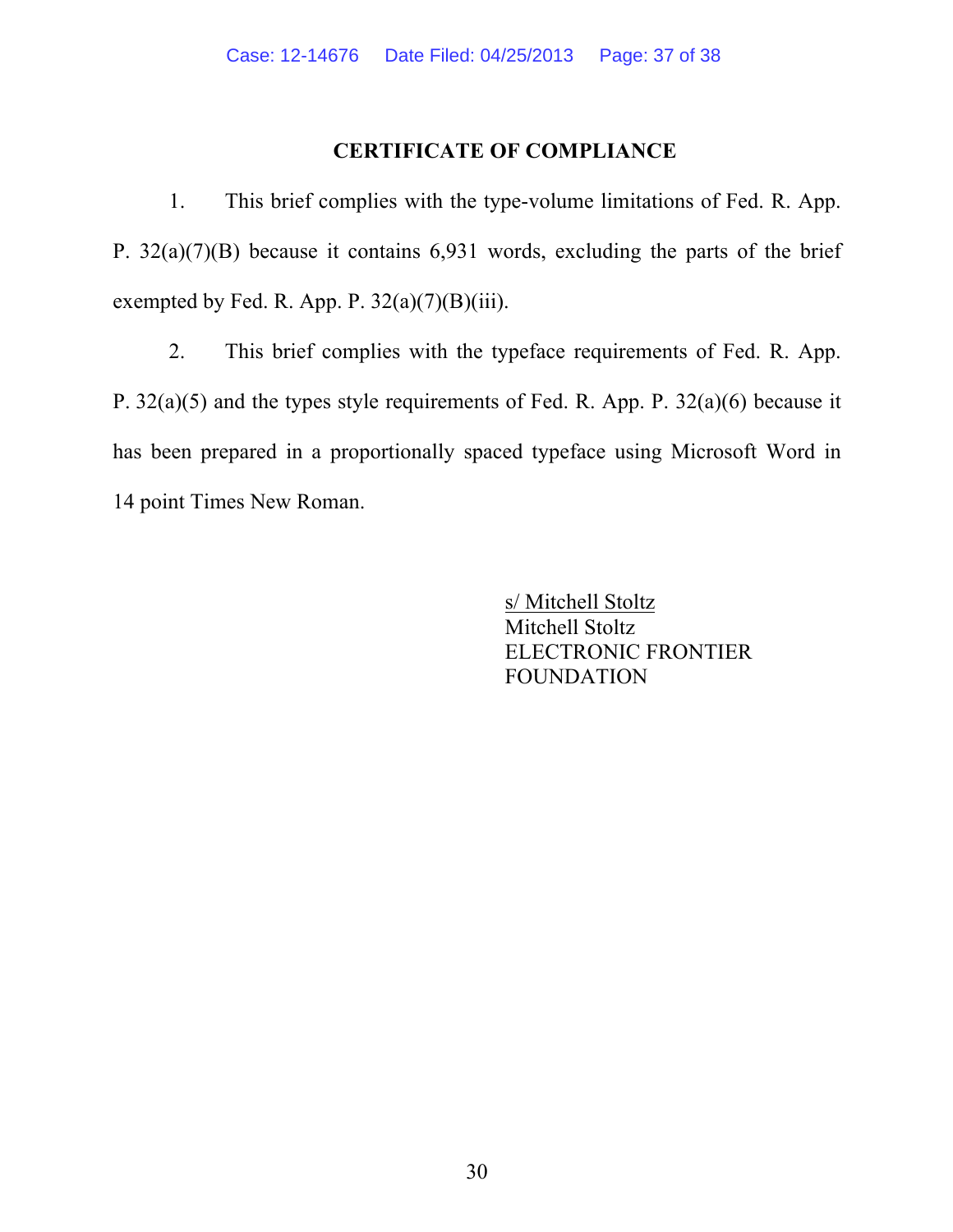## CERTIFICATE OF COMPLIANCE

1. This brief complies with the type-volume limitations of Fed. R. App. P. 32(a)(7)(B) because it contains 6,931 words, excluding the parts of the brief exempted by Fed. R. App. P. 32(a)(7)(B)(iii).

2. This brief complies with the typeface requirements of Fed. R. App. P. 32(a)(5) and the types style requirements of Fed. R. App. P. 32(a)(6) because it has been prepared in a proportionally spaced typeface using Microsoft Word in 14 point Times New Roman.

s/ Mitchell Stoltz  
Mitchell Stoltz  
ELECTRONIC FRONTIER FOUNDATION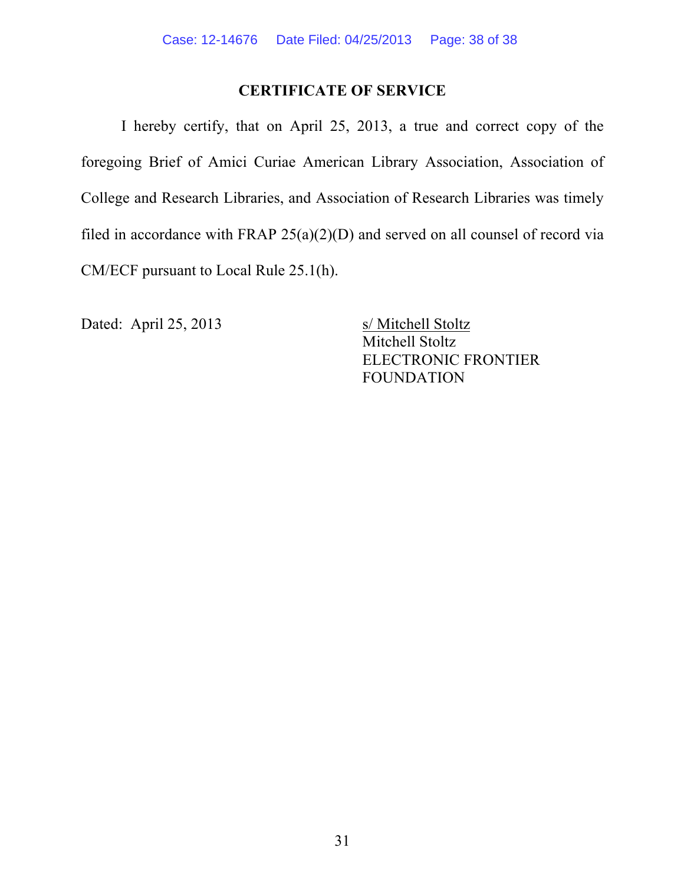## CERTIFICATE OF SERVICE

I hereby certify, that on April 25, 2013, a true and correct copy of the foregoing Brief of Amici Curiae American Library Association, Association of College and Research Libraries, and Association of Research Libraries was timely filed in accordance with FRAP 25(a)(2)(D) and served on all counsel of record via CM/ECF pursuant to Local Rule 25.1(h).

Dated: April 25, 2013

s/ Mitchell Stoltz
Mitchell Stoltz
ELECTRONIC FRONTIER FOUNDATION